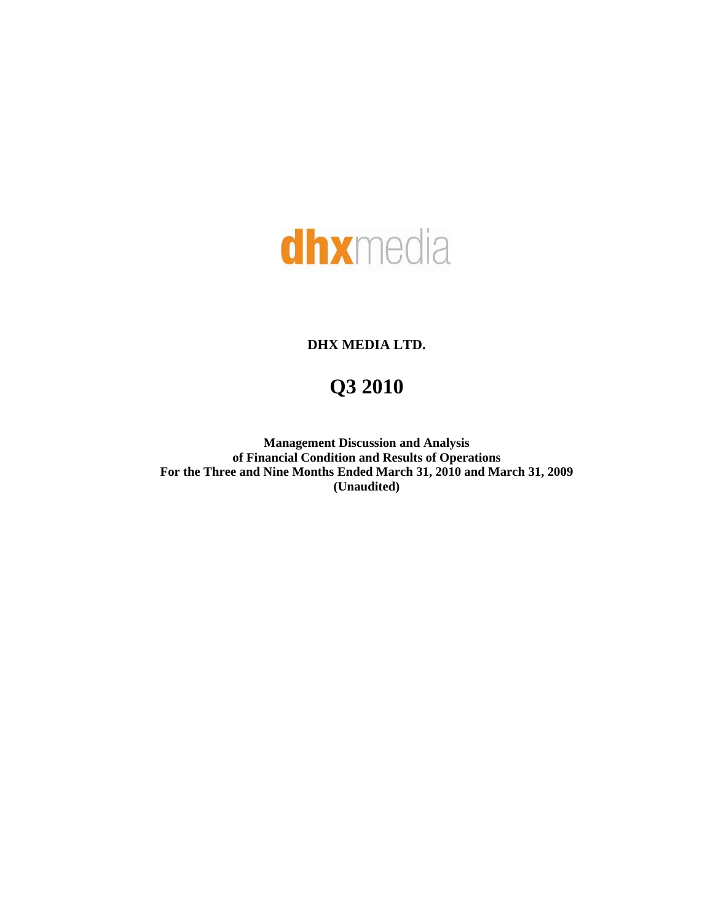dhxmedia

**DHX MEDIA LTD.**

# Q3 2010

**Management Discussion and Analysis**
**of Financial Condition and Results of Operations**
**For the Three and Nine Months Ended March 31, 2010 and March 31, 2009**
**(Unaudited)**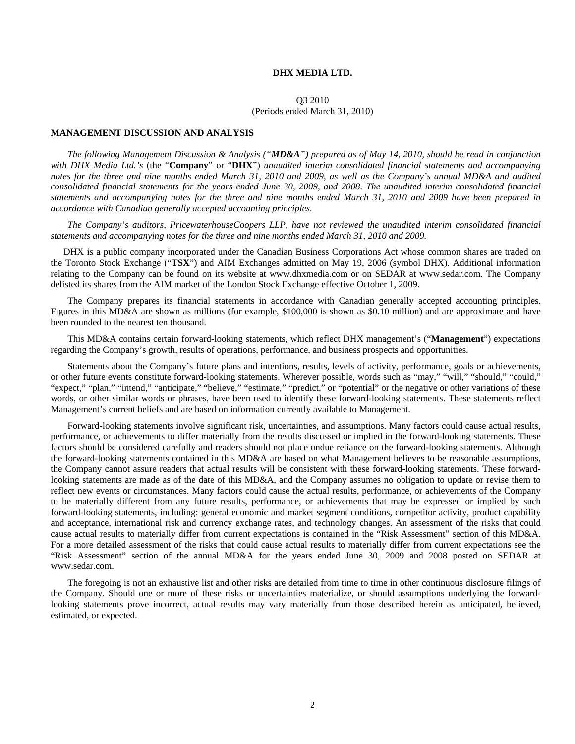**DHX MEDIA LTD.**

Q3 2010
(Periods ended March 31, 2010)

## MANAGEMENT DISCUSSION AND ANALYSIS

*The following Management Discussion & Analysis (“**MD&A**”) prepared as of May 14, 2010, should be read in conjunction with DHX Media Ltd.’s* (the “**Company**” or “**DHX**”) *unaudited interim consolidated financial statements and accompanying notes for the three and nine months ended March 31, 2010 and 2009, as well as the Company’s annual MD&A and audited consolidated financial statements for the years ended June 30, 2009, and 2008. The unaudited interim consolidated financial statements and accompanying notes for the three and nine months ended March 31, 2010 and 2009 have been prepared in accordance with Canadian generally accepted accounting principles.*

*The Company’s auditors, PricewaterhouseCoopers LLP, have not reviewed the unaudited interim consolidated financial statements and accompanying notes for the three and nine months ended March 31, 2010 and 2009.*

DHX is a public company incorporated under the Canadian Business Corporations Act whose common shares are traded on the Toronto Stock Exchange (“**TSX**”) and AIM Exchanges admitted on May 19, 2006 (symbol DHX). Additional information relating to the Company can be found on its website at www.dhxmedia.com or on SEDAR at www.sedar.com. The Company delisted its shares from the AIM market of the London Stock Exchange effective October 1, 2009.

The Company prepares its financial statements in accordance with Canadian generally accepted accounting principles. Figures in this MD&A are shown as millions (for example, $100,000 is shown as $0.10 million) and are approximate and have been rounded to the nearest ten thousand.

This MD&A contains certain forward-looking statements, which reflect DHX management’s (“**Management**”) expectations regarding the Company’s growth, results of operations, performance, and business prospects and opportunities.

Statements about the Company’s future plans and intentions, results, levels of activity, performance, goals or achievements, or other future events constitute forward-looking statements. Wherever possible, words such as “may,” “will,” “should,” “could,” “expect,” “plan,” “intend,” “anticipate,” “believe,” “estimate,” “predict,” or “potential” or the negative or other variations of these words, or other similar words or phrases, have been used to identify these forward-looking statements. These statements reflect Management’s current beliefs and are based on information currently available to Management.

Forward-looking statements involve significant risk, uncertainties, and assumptions. Many factors could cause actual results, performance, or achievements to differ materially from the results discussed or implied in the forward-looking statements. These factors should be considered carefully and readers should not place undue reliance on the forward-looking statements. Although the forward-looking statements contained in this MD&A are based on what Management believes to be reasonable assumptions, the Company cannot assure readers that actual results will be consistent with these forward-looking statements. These forward-looking statements are made as of the date of this MD&A, and the Company assumes no obligation to update or revise them to reflect new events or circumstances. Many factors could cause the actual results, performance, or achievements of the Company to be materially different from any future results, performance, or achievements that may be expressed or implied by such forward-looking statements, including: general economic and market segment conditions, competitor activity, product capability and acceptance, international risk and currency exchange rates, and technology changes. An assessment of the risks that could cause actual results to materially differ from current expectations is contained in the “Risk Assessment” section of this MD&A. For a more detailed assessment of the risks that could cause actual results to materially differ from current expectations see the “Risk Assessment” section of the annual MD&A for the years ended June 30, 2009 and 2008 posted on SEDAR at www.sedar.com.

The foregoing is not an exhaustive list and other risks are detailed from time to time in other continuous disclosure filings of the Company. Should one or more of these risks or uncertainties materialize, or should assumptions underlying the forward-looking statements prove incorrect, actual results may vary materially from those described herein as anticipated, believed, estimated, or expected.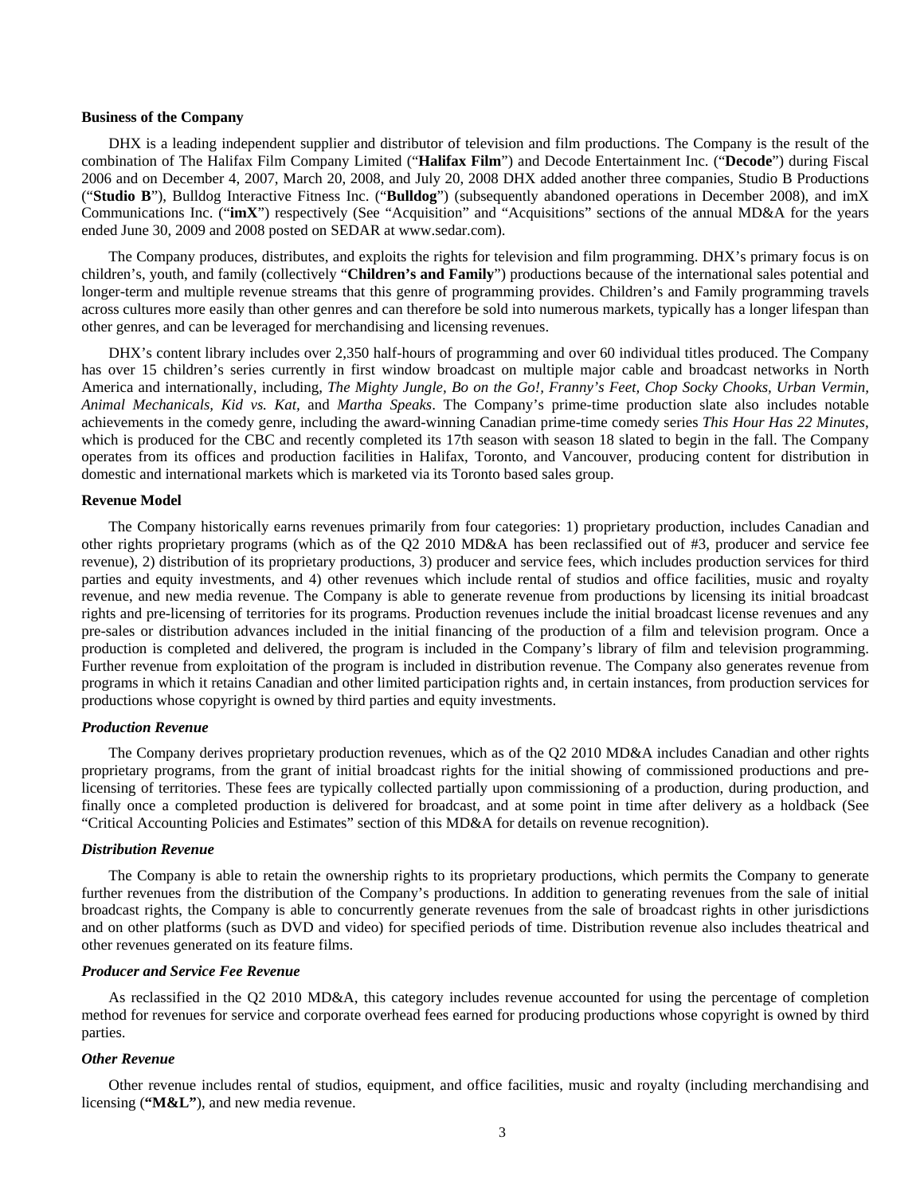**Business of the Company**

DHX is a leading independent supplier and distributor of television and film productions. The Company is the result of the combination of The Halifax Film Company Limited ("**Halifax Film**") and Decode Entertainment Inc. ("**Decode**") during Fiscal 2006 and on December 4, 2007, March 20, 2008, and July 20, 2008 DHX added another three companies, Studio B Productions ("**Studio B**"), Bulldog Interactive Fitness Inc. ("**Bulldog**") (subsequently abandoned operations in December 2008), and imX Communications Inc. ("**imX**") respectively (See "Acquisition" and "Acquisitions" sections of the annual MD&A for the years ended June 30, 2009 and 2008 posted on SEDAR at www.sedar.com).

The Company produces, distributes, and exploits the rights for television and film programming. DHX's primary focus is on children's, youth, and family (collectively "**Children's and Family**") productions because of the international sales potential and longer-term and multiple revenue streams that this genre of programming provides. Children's and Family programming travels across cultures more easily than other genres and can therefore be sold into numerous markets, typically has a longer lifespan than other genres, and can be leveraged for merchandising and licensing revenues.

DHX's content library includes over 2,350 half-hours of programming and over 60 individual titles produced. The Company has over 15 children's series currently in first window broadcast on multiple major cable and broadcast networks in North America and internationally, including, *The Mighty Jungle*, *Bo on the Go!*, *Franny's Feet, Chop Socky Chooks, Urban Vermin, Animal Mechanicals, Kid vs. Kat*, and *Martha Speaks*. The Company's prime-time production slate also includes notable achievements in the comedy genre, including the award-winning Canadian prime-time comedy series *This Hour Has 22 Minutes*, which is produced for the CBC and recently completed its 17th season with season 18 slated to begin in the fall. The Company operates from its offices and production facilities in Halifax, Toronto, and Vancouver, producing content for distribution in domestic and international markets which is marketed via its Toronto based sales group.

**Revenue Model**

The Company historically earns revenues primarily from four categories: 1) proprietary production, includes Canadian and other rights proprietary programs (which as of the Q2 2010 MD&A has been reclassified out of #3, producer and service fee revenue), 2) distribution of its proprietary productions, 3) producer and service fees, which includes production services for third parties and equity investments, and 4) other revenues which include rental of studios and office facilities, music and royalty revenue, and new media revenue. The Company is able to generate revenue from productions by licensing its initial broadcast rights and pre-licensing of territories for its programs. Production revenues include the initial broadcast license revenues and any pre-sales or distribution advances included in the initial financing of the production of a film and television program. Once a production is completed and delivered, the program is included in the Company's library of film and television programming. Further revenue from exploitation of the program is included in distribution revenue. The Company also generates revenue from programs in which it retains Canadian and other limited participation rights and, in certain instances, from production services for productions whose copyright is owned by third parties and equity investments.

***Production Revenue***

The Company derives proprietary production revenues, which as of the Q2 2010 MD&A includes Canadian and other rights proprietary programs, from the grant of initial broadcast rights for the initial showing of commissioned productions and pre-licensing of territories. These fees are typically collected partially upon commissioning of a production, during production, and finally once a completed production is delivered for broadcast, and at some point in time after delivery as a holdback (See "Critical Accounting Policies and Estimates" section of this MD&A for details on revenue recognition).

***Distribution Revenue***

The Company is able to retain the ownership rights to its proprietary productions, which permits the Company to generate further revenues from the distribution of the Company's productions. In addition to generating revenues from the sale of initial broadcast rights, the Company is able to concurrently generate revenues from the sale of broadcast rights in other jurisdictions and on other platforms (such as DVD and video) for specified periods of time. Distribution revenue also includes theatrical and other revenues generated on its feature films.

***Producer and Service Fee Revenue***

As reclassified in the Q2 2010 MD&A, this category includes revenue accounted for using the percentage of completion method for revenues for service and corporate overhead fees earned for producing productions whose copyright is owned by third parties.

***Other Revenue***

Other revenue includes rental of studios, equipment, and office facilities, music and royalty (including merchandising and licensing (**"M&L"**), and new media revenue.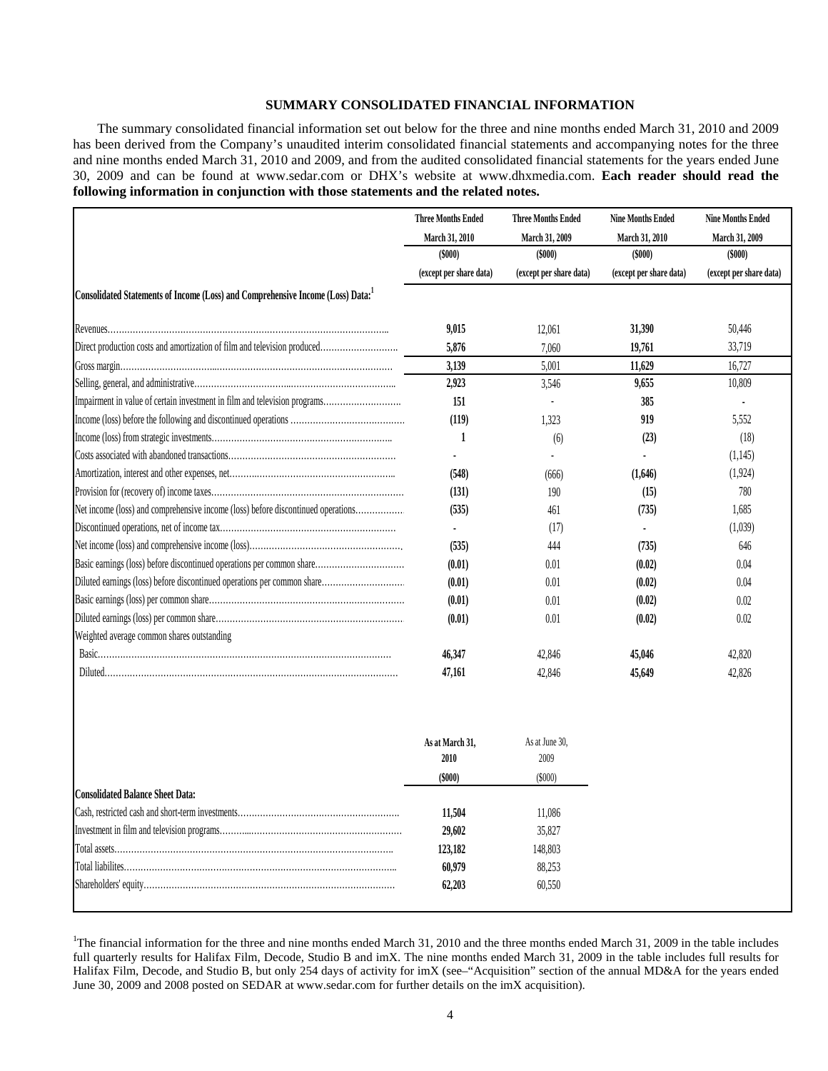## SUMMARY CONSOLIDATED FINANCIAL INFORMATION

The summary consolidated financial information set out below for the three and nine months ended March 31, 2010 and 2009 has been derived from the Company's unaudited interim consolidated financial statements and accompanying notes for the three and nine months ended March 31, 2010 and 2009, and from the audited consolidated financial statements for the years ended June 30, 2009 and can be found at www.sedar.com or DHX's website at www.dhxmedia.com. **Each reader should read the following information in conjunction with those statements and the related notes.**

| | Three Months Ended March 31, 2010 ($000) (except per share data) | Three Months Ended March 31, 2009 ($000) (except per share data) | Nine Months Ended March 31, 2010 ($000) (except per share data) | Nine Months Ended March 31, 2009 ($000) (except per share data) |
|---|---|---|---|---|
| **Consolidated Statements of Income (Loss) and Comprehensive Income (Loss) Data:**[1] | | | | |
| Revenues | **9,015** | 12,061 | **31,390** | 50,446 |
| Direct production costs and amortization of film and television produced | **5,876** | 7,060 | **19,761** | 33,719 |
| Gross margin | **3,139** | 5,001 | **11,629** | 16,727 |
| Selling, general, and administrative | **2,923** | 3,546 | **9,655** | 10,809 |
| Impairment in value of certain investment in film and television programs | **151** | - | **385** | - |
| Income (loss) before the following and discontinued operations | **(119)** | 1,323 | **919** | 5,552 |
| Income (loss) from strategic investments | **1** | (6) | **(23)** | (18) |
| Costs associated with abandoned transactions | **-** | - | **-** | (1,145) |
| Amortization, interest and other expenses, net | **(548)** | (666) | **(1,646)** | (1,924) |
| Provision for (recovery of) income taxes | **(131)** | 190 | **(15)** | 780 |
| Net income (loss) and comprehensive income (loss) before discontinued operations | **(535)** | 461 | **(735)** | 1,685 |
| Discontinued operations, net of income tax | **-** | (17) | **-** | (1,039) |
| Net income (loss) and comprehensive income (loss) | **(535)** | 444 | **(735)** | 646 |
| Basic earnings (loss) before discontinued operations per common share | **(0.01)** | 0.01 | **(0.02)** | 0.04 |
| Diluted earnings (loss) before discontinued operations per common share | **(0.01)** | 0.01 | **(0.02)** | 0.04 |
| Basic earnings (loss) per common share | **(0.01)** | 0.01 | **(0.02)** | 0.02 |
| Diluted earnings (loss) per common share | **(0.01)** | 0.01 | **(0.02)** | 0.02 |
| Weighted average common shares outstanding | | | | |
| Basic | **46,347** | 42,846 | **45,046** | 42,820 |
| Diluted | **47,161** | 42,846 | **45,649** | 42,826 |

| | As at March 31, 2010 ($000) | As at June 30, 2009 ($000) |
|---|---|---|
| **Consolidated Balance Sheet Data:** | | |
| Cash, restricted cash and short-term investments | **11,504** | 11,086 |
| Investment in film and television programs | **29,602** | 35,827 |
| Total assets | **123,182** | 148,803 |
| Total liabilites | **60,979** | 88,253 |
| Shareholders' equity | **62,203** | 60,550 |

[1]The financial information for the three and nine months ended March 31, 2010 and the three months ended March 31, 2009 in the table includes full quarterly results for Halifax Film, Decode, Studio B and imX. The nine months ended March 31, 2009 in the table includes full results for Halifax Film, Decode, and Studio B, but only 254 days of activity for imX (see–"Acquisition" section of the annual MD&A for the years ended June 30, 2009 and 2008 posted on SEDAR at www.sedar.com for further details on the imX acquisition).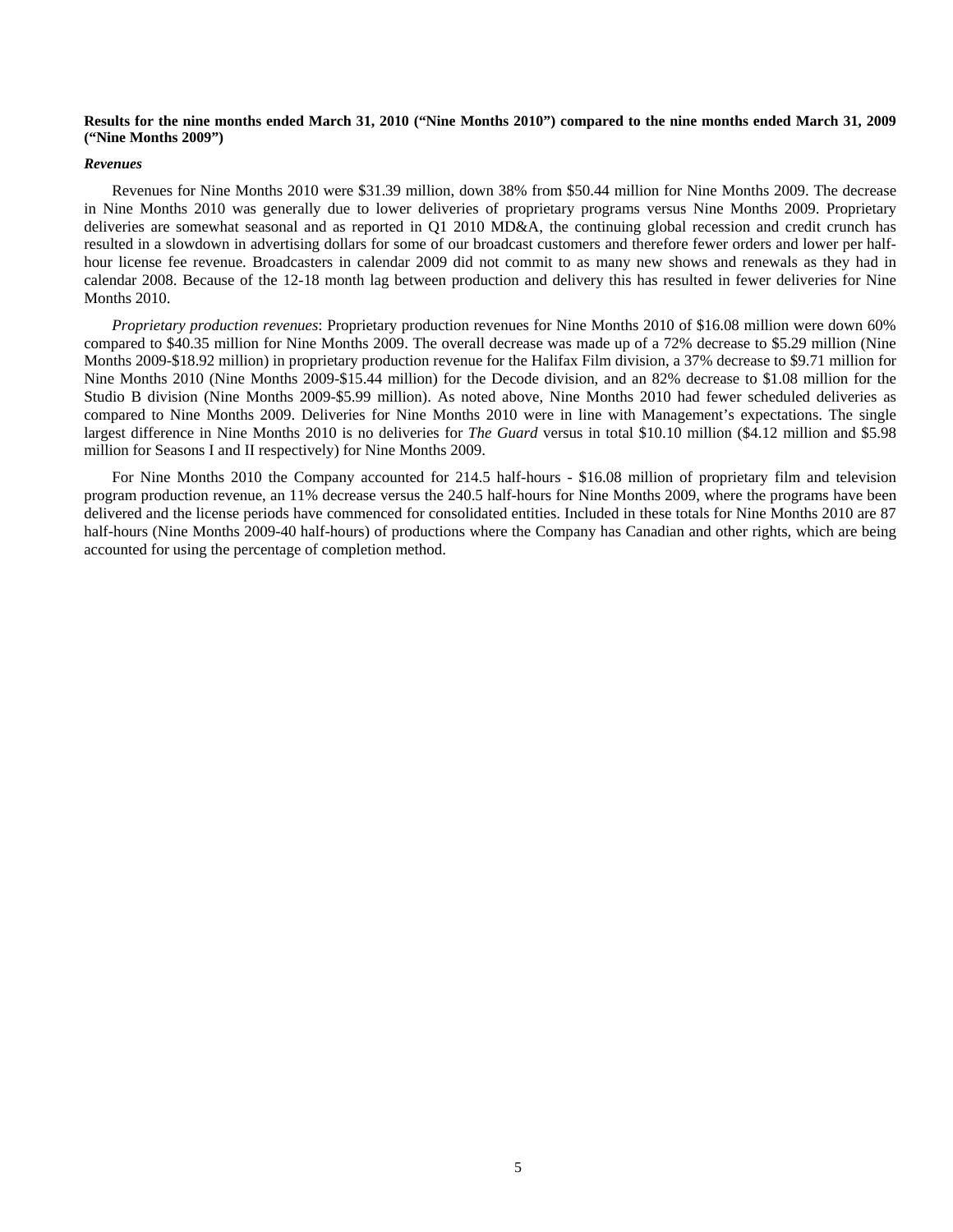**Results for the nine months ended March 31, 2010 ("Nine Months 2010") compared to the nine months ended March 31, 2009 ("Nine Months 2009")**

***Revenues***

Revenues for Nine Months 2010 were $31.39 million, down 38% from $50.44 million for Nine Months 2009. The decrease in Nine Months 2010 was generally due to lower deliveries of proprietary programs versus Nine Months 2009. Proprietary deliveries are somewhat seasonal and as reported in Q1 2010 MD&A, the continuing global recession and credit crunch has resulted in a slowdown in advertising dollars for some of our broadcast customers and therefore fewer orders and lower per half-hour license fee revenue. Broadcasters in calendar 2009 did not commit to as many new shows and renewals as they had in calendar 2008. Because of the 12-18 month lag between production and delivery this has resulted in fewer deliveries for Nine Months 2010.

*Proprietary production revenues*: Proprietary production revenues for Nine Months 2010 of $16.08 million were down 60% compared to $40.35 million for Nine Months 2009. The overall decrease was made up of a 72% decrease to $5.29 million (Nine Months 2009-$18.92 million) in proprietary production revenue for the Halifax Film division, a 37% decrease to $9.71 million for Nine Months 2010 (Nine Months 2009-$15.44 million) for the Decode division, and an 82% decrease to $1.08 million for the Studio B division (Nine Months 2009-$5.99 million). As noted above, Nine Months 2010 had fewer scheduled deliveries as compared to Nine Months 2009. Deliveries for Nine Months 2010 were in line with Management's expectations. The single largest difference in Nine Months 2010 is no deliveries for *The Guard* versus in total $10.10 million ($4.12 million and $5.98 million for Seasons I and II respectively) for Nine Months 2009.

For Nine Months 2010 the Company accounted for 214.5 half-hours - $16.08 million of proprietary film and television program production revenue, an 11% decrease versus the 240.5 half-hours for Nine Months 2009, where the programs have been delivered and the license periods have commenced for consolidated entities. Included in these totals for Nine Months 2010 are 87 half-hours (Nine Months 2009-40 half-hours) of productions where the Company has Canadian and other rights, which are being accounted for using the percentage of completion method.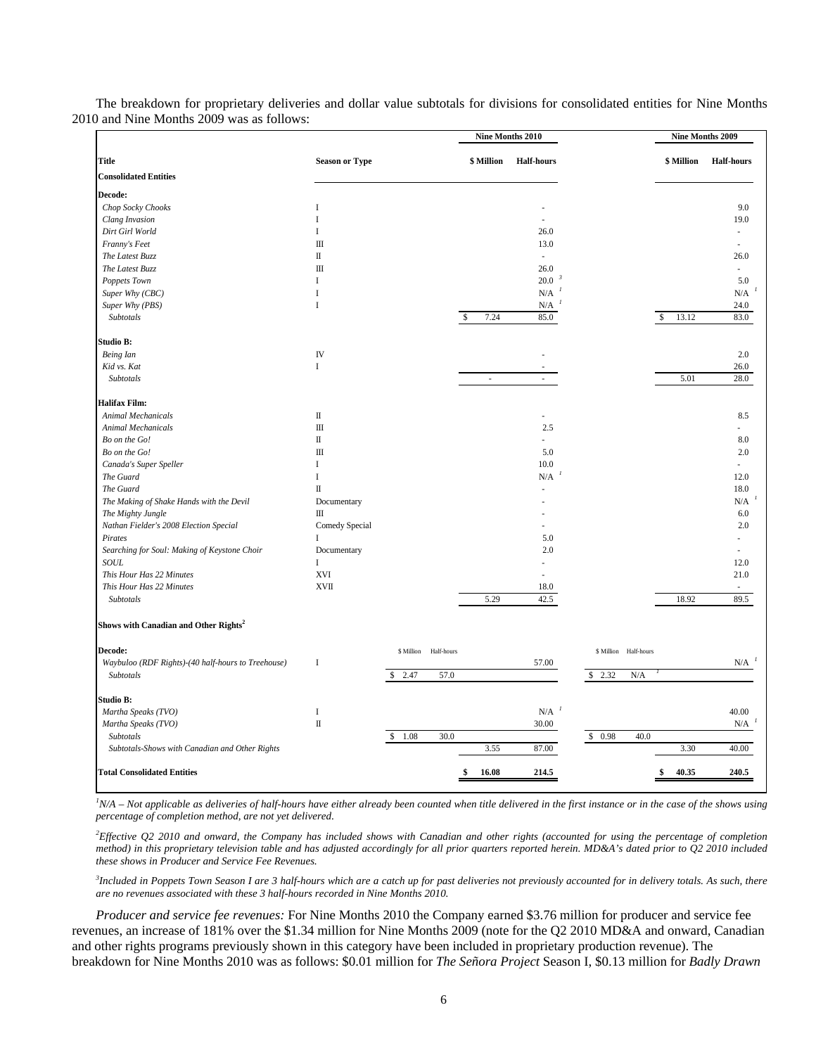The breakdown for proprietary deliveries and dollar value subtotals for divisions for consolidated entities for Nine Months 2010 and Nine Months 2009 was as follows:

| Title | Season or Type | | | Nine Months 2010 | | | | Nine Months 2009 | |
|---|---|---|---|---|---|---|---|---|---|
| | | | | $ Million | Half-hours | | | $ Million | Half-hours |
| **Consolidated Entities** | | | | | | | | | |
| **Decode:** | | | | | | | | | |
| *Chop Socky Chooks* | I | | | | - | | | | 9.0 |
| *Clang Invasion* | I | | | | - | | | | 19.0 |
| *Dirt Girl World* | I | | | | 26.0 | | | | - |
| *Franny's Feet* | III | | | | 13.0 | | | | - |
| *The Latest Buzz* | II | | | | - | | | | 26.0 |
| *The Latest Buzz* | III | | | | 26.0 | | | | - |
| *Poppets Town* | I | | | | 20.0 [3] | | | | 5.0 |
| *Super Why (CBC)* | I | | | | N/A [1] | | | | N/A [1] |
| *Super Why (PBS)* | I | | | | N/A [1] | | | | 24.0 |
| *Subtotals* | | | | $ 7.24 | 85.0 | | | $ 13.12 | 83.0 |
| **Studio B:** | | | | | | | | | |
| *Being Ian* | IV | | | | - | | | | 2.0 |
| *Kid vs. Kat* | I | | | | - | | | | 26.0 |
| *Subtotals* | | | | - | - | | | 5.01 | 28.0 |
| **Halifax Film:** | | | | | | | | | |
| *Animal Mechanicals* | II | | | | - | | | | 8.5 |
| *Animal Mechanicals* | III | | | | 2.5 | | | | - |
| *Bo on the Go!* | II | | | | - | | | | 8.0 |
| *Bo on the Go!* | III | | | | 5.0 | | | | 2.0 |
| *Canada's Super Speller* | I | | | | 10.0 | | | | - |
| *The Guard* | I | | | | N/A [1] | | | | 12.0 |
| *The Guard* | II | | | | - | | | | 18.0 |
| *The Making of Shake Hands with the Devil* | Documentary | | | | - | | | | N/A [1] |
| *The Mighty Jungle* | III | | | | - | | | | 6.0 |
| *Nathan Fielder's 2008 Election Special* | Comedy Special | | | | - | | | | 2.0 |
| *Pirates* | I | | | | 5.0 | | | | - |
| *Searching for Soul: Making of Keystone Choir* | Documentary | | | | 2.0 | | | | - |
| *SOUL* | I | | | | - | | | | 12.0 |
| *This Hour Has 22 Minutes* | XVI | | | | - | | | | 21.0 |
| *This Hour Has 22 Minutes* | XVII | | | | 18.0 | | | | - |
| *Subtotals* | | | | 5.29 | 42.5 | | | 18.92 | 89.5 |
| **Shows with Canadian and Other Rights[2]** | | | | | | | | | |
| **Decode:** | | $ Million | Half-hours | | | $ Million | Half-hours | | |
| *Waybuloo (RDF Rights)-(40 half-hours to Treehouse)* | I | | | | 57.00 | | | | N/A [1] |
| *Subtotals* | | $ 2.47 | 57.0 | | | $ 2.32 | N/A [1] | | |
| **Studio B:** | | | | | | | | | |
| *Martha Speaks (TVO)* | I | | | | N/A [1] | | | | 40.00 |
| *Martha Speaks (TVO)* | II | | | | 30.00 | | | | N/A [1] |
| *Subtotals* | | $ 1.08 | 30.0 | | | $ 0.98 | 40.0 | | |
| *Subtotals-Shows with Canadian and Other Rights* | | | | 3.55 | 87.00 | | | 3.30 | 40.00 |
| **Total Consolidated Entities** | | | | **$ 16.08** | **214.5** | | | **$ 40.35** | **240.5** |

[1]*N/A – Not applicable as deliveries of half-hours have either already been counted when title delivered in the first instance or in the case of the shows using percentage of completion method, are not yet delivered.*

[2]*Effective Q2 2010 and onward, the Company has included shows with Canadian and other rights (accounted for using the percentage of completion method) in this proprietary television table and has adjusted accordingly for all prior quarters reported herein. MD&A's dated prior to Q2 2010 included these shows in Producer and Service Fee Revenues.*

[3]*Included in Poppets Town Season I are 3 half-hours which are a catch up for past deliveries not previously accounted for in delivery totals. As such, there are no revenues associated with these 3 half-hours recorded in Nine Months 2010.*

*Producer and service fee revenues:* For Nine Months 2010 the Company earned $3.76 million for producer and service fee revenues, an increase of 181% over the $1.34 million for Nine Months 2009 (note for the Q2 2010 MD&A and onward, Canadian and other rights programs previously shown in this category have been included in proprietary production revenue). The breakdown for Nine Months 2010 was as follows: $0.01 million for *The Señora Project* Season I, $0.13 million for *Badly Drawn*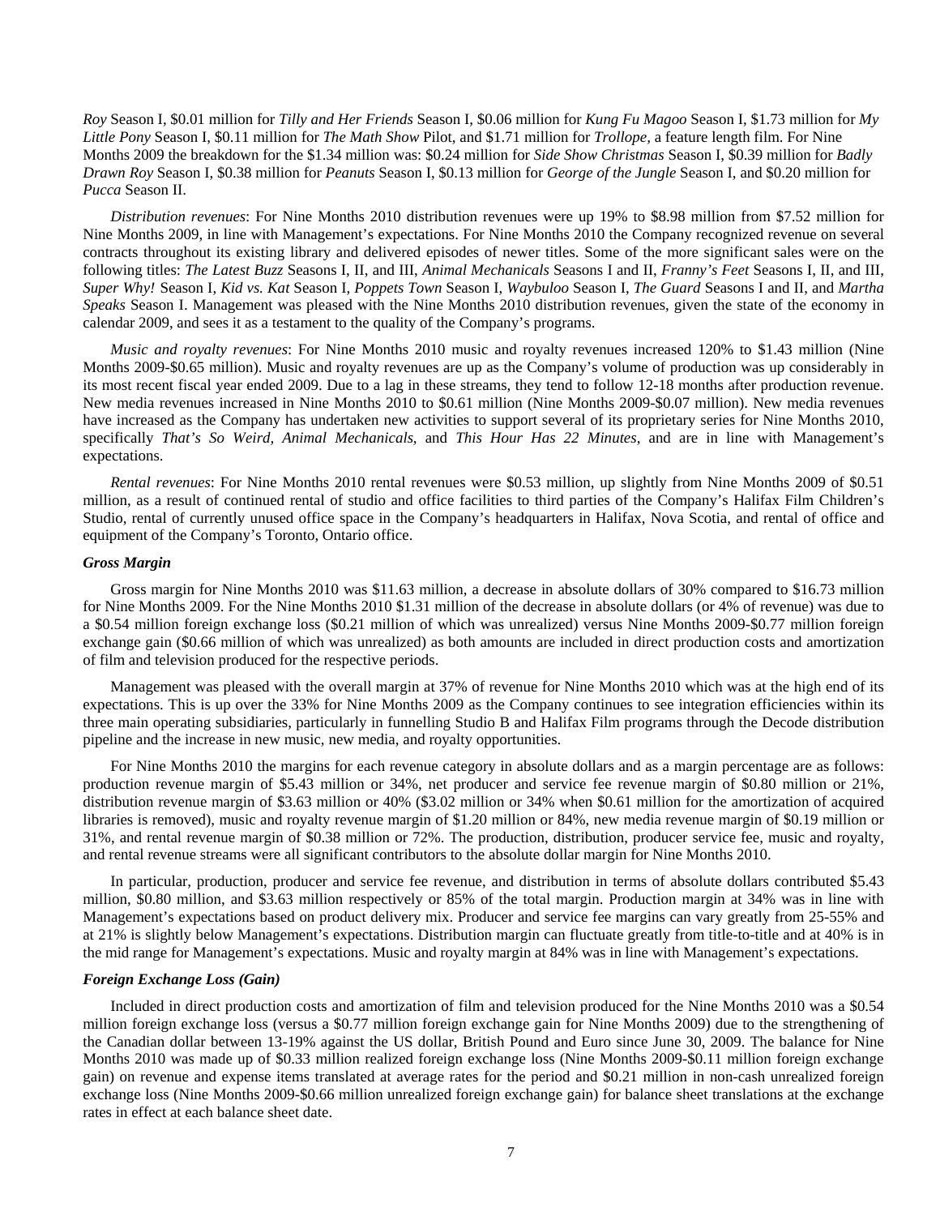*Roy* Season I, \$0.01 million for *Tilly and Her Friends* Season I, \$0.06 million for *Kung Fu Magoo* Season I, \$1.73 million for *My Little Pony* Season I, \$0.11 million for *The Math Show* Pilot, and \$1.71 million for *Trollope,* a feature length film. For Nine Months 2009 the breakdown for the \$1.34 million was: \$0.24 million for *Side Show Christmas* Season I, \$0.39 million for *Badly Drawn Roy* Season I, \$0.38 million for *Peanuts* Season I, \$0.13 million for *George of the Jungle* Season I, and \$0.20 million for *Pucca* Season II.

*Distribution revenues*: For Nine Months 2010 distribution revenues were up 19% to \$8.98 million from \$7.52 million for Nine Months 2009, in line with Management's expectations. For Nine Months 2010 the Company recognized revenue on several contracts throughout its existing library and delivered episodes of newer titles. Some of the more significant sales were on the following titles: *The Latest Buzz* Seasons I, II, and III, *Animal Mechanicals* Seasons I and II, *Franny's Feet* Seasons I, II, and III, *Super Why!* Season I, *Kid vs. Kat* Season I, *Poppets Town* Season I, *Waybuloo* Season I, *The Guard* Seasons I and II, and *Martha Speaks* Season I. Management was pleased with the Nine Months 2010 distribution revenues, given the state of the economy in calendar 2009, and sees it as a testament to the quality of the Company's programs.

*Music and royalty revenues*: For Nine Months 2010 music and royalty revenues increased 120% to \$1.43 million (Nine Months 2009-\$0.65 million). Music and royalty revenues are up as the Company's volume of production was up considerably in its most recent fiscal year ended 2009. Due to a lag in these streams, they tend to follow 12-18 months after production revenue. New media revenues increased in Nine Months 2010 to \$0.61 million (Nine Months 2009-\$0.07 million). New media revenues have increased as the Company has undertaken new activities to support several of its proprietary series for Nine Months 2010, specifically *That's So Weird, Animal Mechanicals,* and *This Hour Has 22 Minutes*, and are in line with Management's expectations.

*Rental revenues*: For Nine Months 2010 rental revenues were \$0.53 million, up slightly from Nine Months 2009 of \$0.51 million, as a result of continued rental of studio and office facilities to third parties of the Company's Halifax Film Children's Studio, rental of currently unused office space in the Company's headquarters in Halifax, Nova Scotia, and rental of office and equipment of the Company's Toronto, Ontario office.

***Gross Margin***

Gross margin for Nine Months 2010 was \$11.63 million, a decrease in absolute dollars of 30% compared to \$16.73 million for Nine Months 2009. For the Nine Months 2010 \$1.31 million of the decrease in absolute dollars (or 4% of revenue) was due to a \$0.54 million foreign exchange loss (\$0.21 million of which was unrealized) versus Nine Months 2009-\$0.77 million foreign exchange gain (\$0.66 million of which was unrealized) as both amounts are included in direct production costs and amortization of film and television produced for the respective periods.

Management was pleased with the overall margin at 37% of revenue for Nine Months 2010 which was at the high end of its expectations. This is up over the 33% for Nine Months 2009 as the Company continues to see integration efficiencies within its three main operating subsidiaries, particularly in funnelling Studio B and Halifax Film programs through the Decode distribution pipeline and the increase in new music, new media, and royalty opportunities.

For Nine Months 2010 the margins for each revenue category in absolute dollars and as a margin percentage are as follows: production revenue margin of \$5.43 million or 34%, net producer and service fee revenue margin of \$0.80 million or 21%, distribution revenue margin of \$3.63 million or 40% (\$3.02 million or 34% when \$0.61 million for the amortization of acquired libraries is removed), music and royalty revenue margin of \$1.20 million or 84%, new media revenue margin of \$0.19 million or 31%, and rental revenue margin of \$0.38 million or 72%. The production, distribution, producer service fee, music and royalty, and rental revenue streams were all significant contributors to the absolute dollar margin for Nine Months 2010.

In particular, production, producer and service fee revenue, and distribution in terms of absolute dollars contributed \$5.43 million, \$0.80 million, and \$3.63 million respectively or 85% of the total margin. Production margin at 34% was in line with Management's expectations based on product delivery mix. Producer and service fee margins can vary greatly from 25-55% and at 21% is slightly below Management's expectations. Distribution margin can fluctuate greatly from title-to-title and at 40% is in the mid range for Management's expectations. Music and royalty margin at 84% was in line with Management's expectations.

***Foreign Exchange Loss (Gain)***

Included in direct production costs and amortization of film and television produced for the Nine Months 2010 was a \$0.54 million foreign exchange loss (versus a \$0.77 million foreign exchange gain for Nine Months 2009) due to the strengthening of the Canadian dollar between 13-19% against the US dollar, British Pound and Euro since June 30, 2009. The balance for Nine Months 2010 was made up of \$0.33 million realized foreign exchange loss (Nine Months 2009-\$0.11 million foreign exchange gain) on revenue and expense items translated at average rates for the period and \$0.21 million in non-cash unrealized foreign exchange loss (Nine Months 2009-\$0.66 million unrealized foreign exchange gain) for balance sheet translations at the exchange rates in effect at each balance sheet date.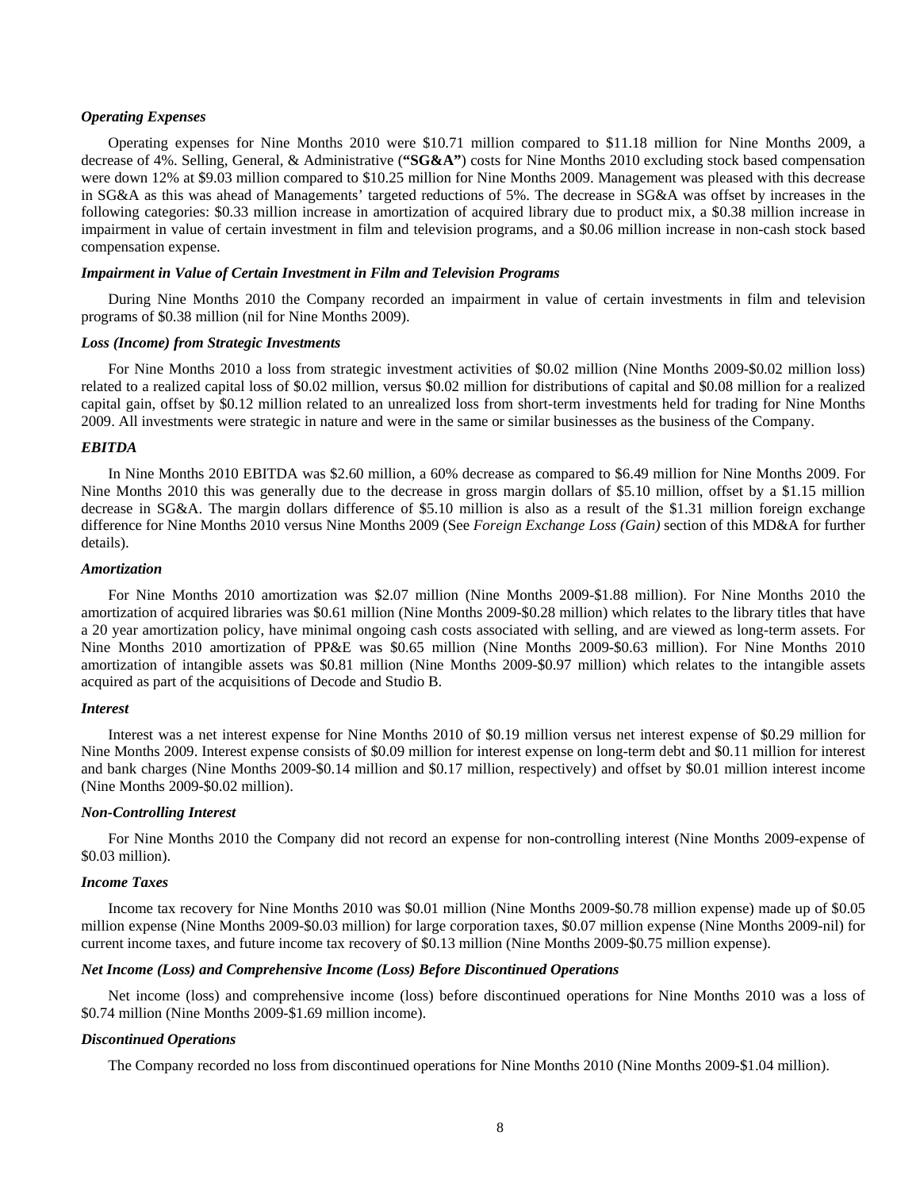### *Operating Expenses*

Operating expenses for Nine Months 2010 were $10.71 million compared to $11.18 million for Nine Months 2009, a decrease of 4%. Selling, General, & Administrative (**"SG&A"**) costs for Nine Months 2010 excluding stock based compensation were down 12% at $9.03 million compared to $10.25 million for Nine Months 2009. Management was pleased with this decrease in SG&A as this was ahead of Managements' targeted reductions of 5%. The decrease in SG&A was offset by increases in the following categories: $0.33 million increase in amortization of acquired library due to product mix, a $0.38 million increase in impairment in value of certain investment in film and television programs, and a $0.06 million increase in non-cash stock based compensation expense.

### *Impairment in Value of Certain Investment in Film and Television Programs*

During Nine Months 2010 the Company recorded an impairment in value of certain investments in film and television programs of $0.38 million (nil for Nine Months 2009).

### *Loss (Income) from Strategic Investments*

For Nine Months 2010 a loss from strategic investment activities of $0.02 million (Nine Months 2009-$0.02 million loss) related to a realized capital loss of $0.02 million, versus $0.02 million for distributions of capital and $0.08 million for a realized capital gain, offset by $0.12 million related to an unrealized loss from short-term investments held for trading for Nine Months 2009. All investments were strategic in nature and were in the same or similar businesses as the business of the Company.

### *EBITDA*

In Nine Months 2010 EBITDA was $2.60 million, a 60% decrease as compared to $6.49 million for Nine Months 2009. For Nine Months 2010 this was generally due to the decrease in gross margin dollars of $5.10 million, offset by a $1.15 million decrease in SG&A. The margin dollars difference of $5.10 million is also as a result of the $1.31 million foreign exchange difference for Nine Months 2010 versus Nine Months 2009 (See *Foreign Exchange Loss (Gain)* section of this MD&A for further details).

### *Amortization*

For Nine Months 2010 amortization was $2.07 million (Nine Months 2009-$1.88 million). For Nine Months 2010 the amortization of acquired libraries was $0.61 million (Nine Months 2009-$0.28 million) which relates to the library titles that have a 20 year amortization policy, have minimal ongoing cash costs associated with selling, and are viewed as long-term assets. For Nine Months 2010 amortization of PP&E was $0.65 million (Nine Months 2009-$0.63 million). For Nine Months 2010 amortization of intangible assets was $0.81 million (Nine Months 2009-$0.97 million) which relates to the intangible assets acquired as part of the acquisitions of Decode and Studio B.

### *Interest*

Interest was a net interest expense for Nine Months 2010 of $0.19 million versus net interest expense of $0.29 million for Nine Months 2009. Interest expense consists of $0.09 million for interest expense on long-term debt and $0.11 million for interest and bank charges (Nine Months 2009-$0.14 million and $0.17 million, respectively) and offset by $0.01 million interest income (Nine Months 2009-$0.02 million).

### *Non-Controlling Interest*

For Nine Months 2010 the Company did not record an expense for non-controlling interest (Nine Months 2009-expense of $0.03 million).

### *Income Taxes*

Income tax recovery for Nine Months 2010 was $0.01 million (Nine Months 2009-$0.78 million expense) made up of $0.05 million expense (Nine Months 2009-$0.03 million) for large corporation taxes, $0.07 million expense (Nine Months 2009-nil) for current income taxes, and future income tax recovery of $0.13 million (Nine Months 2009-$0.75 million expense).

### *Net Income (Loss) and Comprehensive Income (Loss) Before Discontinued Operations*

Net income (loss) and comprehensive income (loss) before discontinued operations for Nine Months 2010 was a loss of $0.74 million (Nine Months 2009-$1.69 million income).

### *Discontinued Operations*

The Company recorded no loss from discontinued operations for Nine Months 2010 (Nine Months 2009-$1.04 million).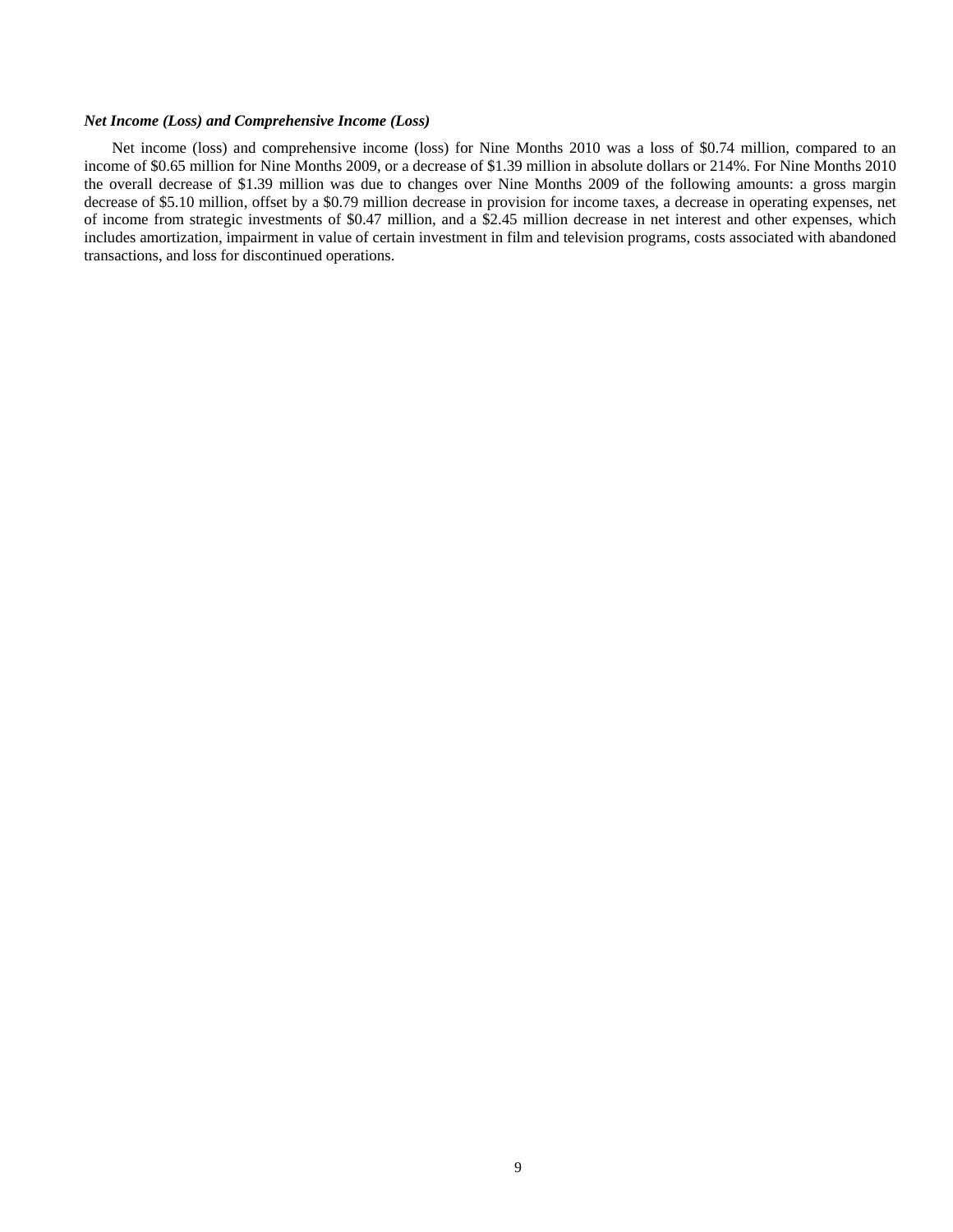***Net Income (Loss) and Comprehensive Income (Loss)***

Net income (loss) and comprehensive income (loss) for Nine Months 2010 was a loss of $0.74 million, compared to an income of $0.65 million for Nine Months 2009, or a decrease of $1.39 million in absolute dollars or 214%. For Nine Months 2010 the overall decrease of $1.39 million was due to changes over Nine Months 2009 of the following amounts: a gross margin decrease of $5.10 million, offset by a $0.79 million decrease in provision for income taxes, a decrease in operating expenses, net of income from strategic investments of $0.47 million, and a $2.45 million decrease in net interest and other expenses, which includes amortization, impairment in value of certain investment in film and television programs, costs associated with abandoned transactions, and loss for discontinued operations.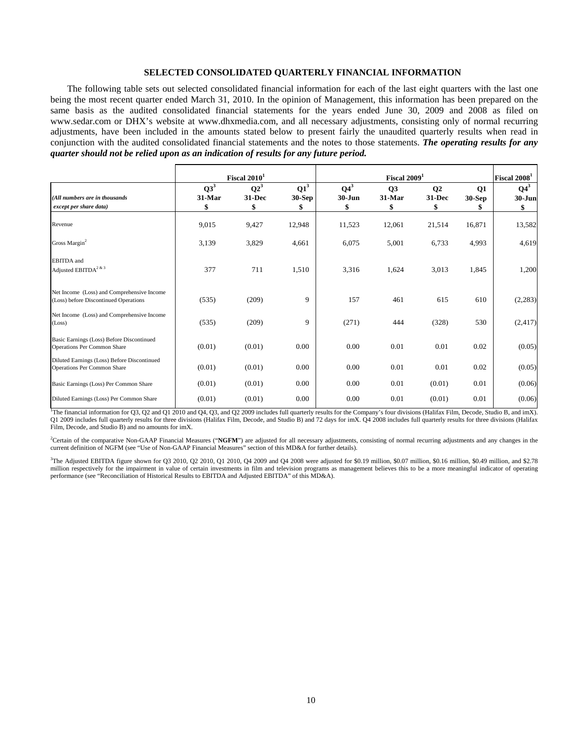## SELECTED CONSOLIDATED QUARTERLY FINANCIAL INFORMATION

The following table sets out selected consolidated financial information for each of the last eight quarters with the last one being the most recent quarter ended March 31, 2010. In the opinion of Management, this information has been prepared on the same basis as the audited consolidated financial statements for the years ended June 30, 2009 and 2008 as filed on www.sedar.com or DHX's website at www.dhxmedia.com, and all necessary adjustments, consisting only of normal recurring adjustments, have been included in the amounts stated below to present fairly the unaudited quarterly results when read in conjunction with the audited consolidated financial statements and the notes to those statements. ***The operating results for any quarter should not be relied upon as an indication of results for any future period.***

| | Fiscal 2010[1] | | | Fiscal 2009[1] | | | | Fiscal 2008[1] |
|---|---|---|---|---|---|---|---|---|
| *(All numbers are in thousands except per share data)* | Q3[3] 31-Mar $ | Q2[3] 31-Dec $ | Q1[3] 30-Sep $ | Q4[3] 30-Jun $ | Q3 31-Mar $ | Q2 31-Dec $ | Q1 30-Sep $ | Q4[3] 30-Jun $ |
| Revenue | 9,015 | 9,427 | 12,948 | 11,523 | 12,061 | 21,514 | 16,871 | 13,582 |
| Gross Margin[2] | 3,139 | 3,829 | 4,661 | 6,075 | 5,001 | 6,733 | 4,993 | 4,619 |
| EBITDA and Adjusted EBITDA[2 & 3] | 377 | 711 | 1,510 | 3,316 | 1,624 | 3,013 | 1,845 | 1,200 |
| Net Income (Loss) and Comprehensive Income (Loss) before Discontinued Operations | (535) | (209) | 9 | 157 | 461 | 615 | 610 | (2,283) |
| Net Income (Loss) and Comprehensive Income (Loss) | (535) | (209) | 9 | (271) | 444 | (328) | 530 | (2,417) |
| Basic Earnings (Loss) Before Discontinued Operations Per Common Share | (0.01) | (0.01) | 0.00 | 0.00 | 0.01 | 0.01 | 0.02 | (0.05) |
| Diluted Earnings (Loss) Before Discontinued Operations Per Common Share | (0.01) | (0.01) | 0.00 | 0.00 | 0.01 | 0.01 | 0.02 | (0.05) |
| Basic Earnings (Loss) Per Common Share | (0.01) | (0.01) | 0.00 | 0.00 | 0.01 | (0.01) | 0.01 | (0.06) |
| Diluted Earnings (Loss) Per Common Share | (0.01) | (0.01) | 0.00 | 0.00 | 0.01 | (0.01) | 0.01 | (0.06) |

[1]The financial information for Q3, Q2 and Q1 2010 and Q4, Q3, and Q2 2009 includes full quarterly results for the Company's four divisions (Halifax Film, Decode, Studio B, and imX). Q1 2009 includes full quarterly results for three divisions (Halifax Film, Decode, and Studio B) and 72 days for imX. Q4 2008 includes full quarterly results for three divisions (Halifax Film, Decode, and Studio B) and no amounts for imX.

[2]Certain of the comparative Non-GAAP Financial Measures ("**NGFM**") are adjusted for all necessary adjustments, consisting of normal recurring adjustments and any changes in the current definition of NGFM (see "Use of Non-GAAP Financial Measures" section of this MD&A for further details).

[3]The Adjusted EBITDA figure shown for Q3 2010, Q2 2010, Q1 2010, Q4 2009 and Q4 2008 were adjusted for \$0.19 million, \$0.07 million, \$0.16 million, \$0.49 million, and \$2.78 million respectively for the impairment in value of certain investments in film and television programs as management believes this to be a more meaningful indicator of operating performance (see "Reconciliation of Historical Results to EBITDA and Adjusted EBITDA" of this MD&A).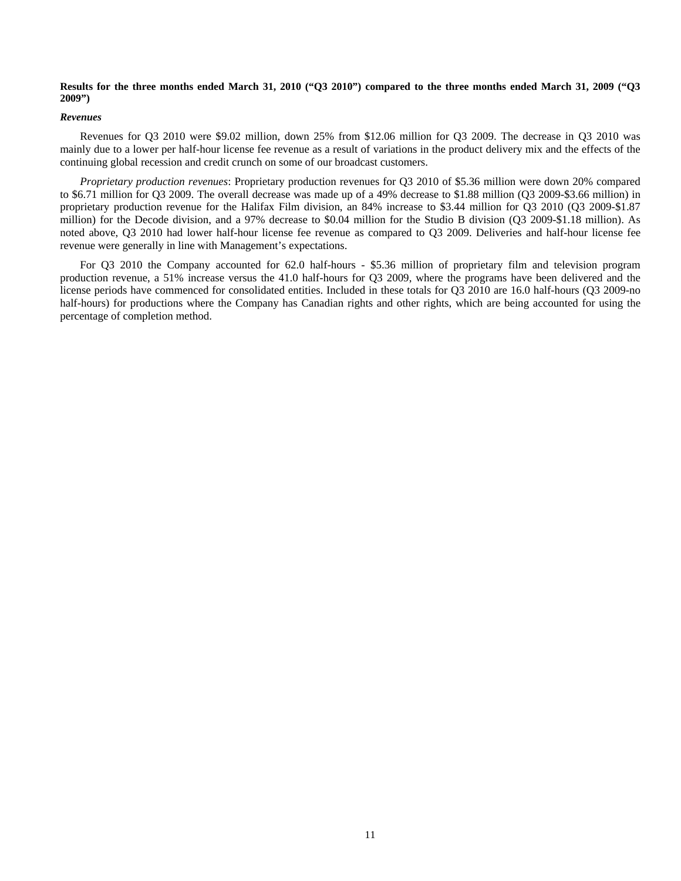**Results for the three months ended March 31, 2010 (“Q3 2010”) compared to the three months ended March 31, 2009 (“Q3 2009”)**

***Revenues***

Revenues for Q3 2010 were $9.02 million, down 25% from $12.06 million for Q3 2009. The decrease in Q3 2010 was mainly due to a lower per half-hour license fee revenue as a result of variations in the product delivery mix and the effects of the continuing global recession and credit crunch on some of our broadcast customers.

*Proprietary production revenues*: Proprietary production revenues for Q3 2010 of $5.36 million were down 20% compared to $6.71 million for Q3 2009. The overall decrease was made up of a 49% decrease to $1.88 million (Q3 2009-$3.66 million) in proprietary production revenue for the Halifax Film division, an 84% increase to $3.44 million for Q3 2010 (Q3 2009-$1.87 million) for the Decode division, and a 97% decrease to $0.04 million for the Studio B division (Q3 2009-$1.18 million). As noted above, Q3 2010 had lower half-hour license fee revenue as compared to Q3 2009. Deliveries and half-hour license fee revenue were generally in line with Management’s expectations.

For Q3 2010 the Company accounted for 62.0 half-hours - $5.36 million of proprietary film and television program production revenue, a 51% increase versus the 41.0 half-hours for Q3 2009, where the programs have been delivered and the license periods have commenced for consolidated entities. Included in these totals for Q3 2010 are 16.0 half-hours (Q3 2009-no half-hours) for productions where the Company has Canadian rights and other rights, which are being accounted for using the percentage of completion method.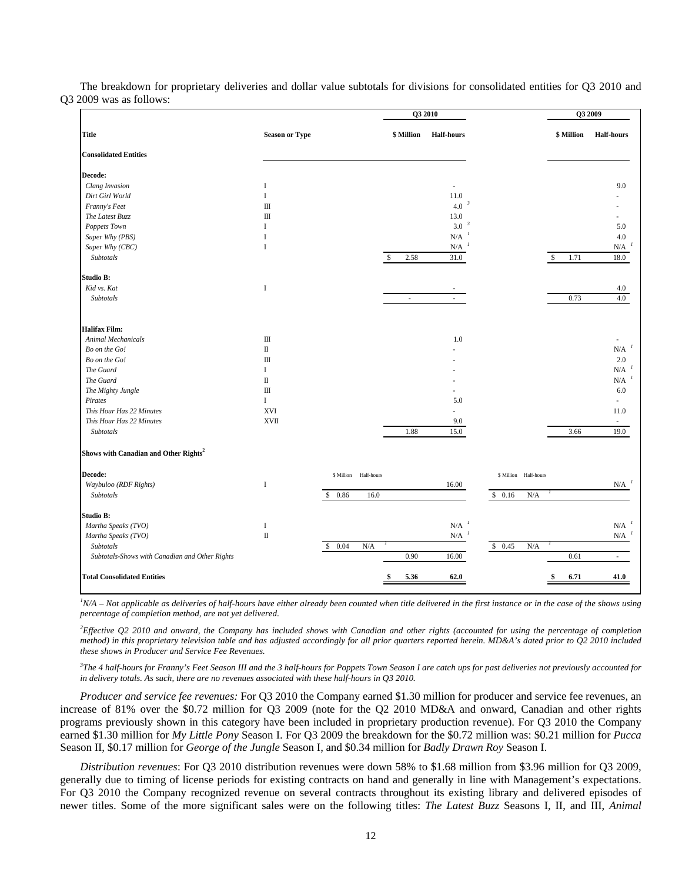The breakdown for proprietary deliveries and dollar value subtotals for divisions for consolidated entities for Q3 2010 and Q3 2009 was as follows:

| Title | Season or Type | | | Q3 2010 | | | | Q3 2009 | |
|---|---|---|---|---|---|---|---|---|---|
| | | | | $ Million | Half-hours | | | $ Million | Half-hours |
| **Consolidated Entities** | | | | | | | | | |
| **Decode:** | | | | | | | | | |
| *Clang Invasion* | I | | | | - | | | | 9.0 |
| *Dirt Girl World* | I | | | | 11.0 | | | | - |
| *Franny's Feet* | III | | | | 4.0 [3] | | | | - |
| *The Latest Buzz* | III | | | | 13.0 | | | | - |
| *Poppets Town* | I | | | | 3.0 [3] | | | | 5.0 |
| *Super Why (PBS)* | I | | | | N/A [1] | | | | 4.0 |
| *Super Why (CBC)* | I | | | | N/A [1] | | | | N/A [1] |
| *Subtotals* | | | | $ 2.58 | 31.0 | | | $ 1.71 | 18.0 |
| **Studio B:** | | | | | | | | | |
| *Kid vs. Kat* | I | | | | - | | | | 4.0 |
| *Subtotals* | | | | - | - | | | 0.73 | 4.0 |
| **Halifax Film:** | | | | | | | | | |
| *Animal Mechanicals* | III | | | | 1.0 | | | | - |
| *Bo on the Go!* | II | | | | - | | | | N/A [1] |
| *Bo on the Go!* | III | | | | - | | | | 2.0 |
| *The Guard* | I | | | | - | | | | N/A [1] |
| *The Guard* | II | | | | - | | | | N/A [1] |
| *The Mighty Jungle* | III | | | | - | | | | 6.0 |
| *Pirates* | I | | | | 5.0 | | | | - |
| *This Hour Has 22 Minutes* | XVI | | | | - | | | | 11.0 |
| *This Hour Has 22 Minutes* | XVII | | | | 9.0 | | | | - |
| *Subtotals* | | | | 1.88 | 15.0 | | | 3.66 | 19.0 |
| **Shows with Canadian and Other Rights[2]** | | | | | | | | | |
| **Decode:** | | $ Million | Half-hours | | | $ Million | Half-hours | | |
| *Waybuloo (RDF Rights)* | I | | | | 16.00 | | | | N/A [1] |
| *Subtotals* | | $ 0.86 | 16.0 | | | $ 0.16 | N/A [1] | | |
| **Studio B:** | | | | | | | | | |
| *Martha Speaks (TVO)* | I | | | | N/A [1] | | | | N/A [1] |
| *Martha Speaks (TVO)* | II | | | | N/A [1] | | | | N/A [1] |
| *Subtotals* | | $ 0.04 | N/A [1] | | | $ 0.45 | N/A [1] | | |
| *Subtotals-Shows with Canadian and Other Rights* | | | | 0.90 | 16.00 | | | 0.61 | - |
| **Total Consolidated Entities** | | | | **$ 5.36** | **62.0** | | | **$ 6.71** | **41.0** |

*[1]N/A – Not applicable as deliveries of half-hours have either already been counted when title delivered in the first instance or in the case of the shows using percentage of completion method, are not yet delivered.*

*[2]Effective Q2 2010 and onward, the Company has included shows with Canadian and other rights (accounted for using the percentage of completion method) in this proprietary television table and has adjusted accordingly for all prior quarters reported herein. MD&A's dated prior to Q2 2010 included these shows in Producer and Service Fee Revenues.*

*[3]The 4 half-hours for Franny's Feet Season III and the 3 half-hours for Poppets Town Season I are catch ups for past deliveries not previously accounted for in delivery totals. As such, there are no revenues associated with these half-hours in Q3 2010.*

*Producer and service fee revenues:* For Q3 2010 the Company earned $1.30 million for producer and service fee revenues, an increase of 81% over the $0.72 million for Q3 2009 (note for the Q2 2010 MD&A and onward, Canadian and other rights programs previously shown in this category have been included in proprietary production revenue). For Q3 2010 the Company earned $1.30 million for *My Little Pony* Season I. For Q3 2009 the breakdown for the $0.72 million was: $0.21 million for *Pucca* Season II, $0.17 million for *George of the Jungle* Season I, and $0.34 million for *Badly Drawn Roy* Season I.

*Distribution revenues*: For Q3 2010 distribution revenues were down 58% to $1.68 million from $3.96 million for Q3 2009, generally due to timing of license periods for existing contracts on hand and generally in line with Management's expectations. For Q3 2010 the Company recognized revenue on several contracts throughout its existing library and delivered episodes of newer titles. Some of the more significant sales were on the following titles: *The Latest Buzz* Seasons I, II, and III, *Animal*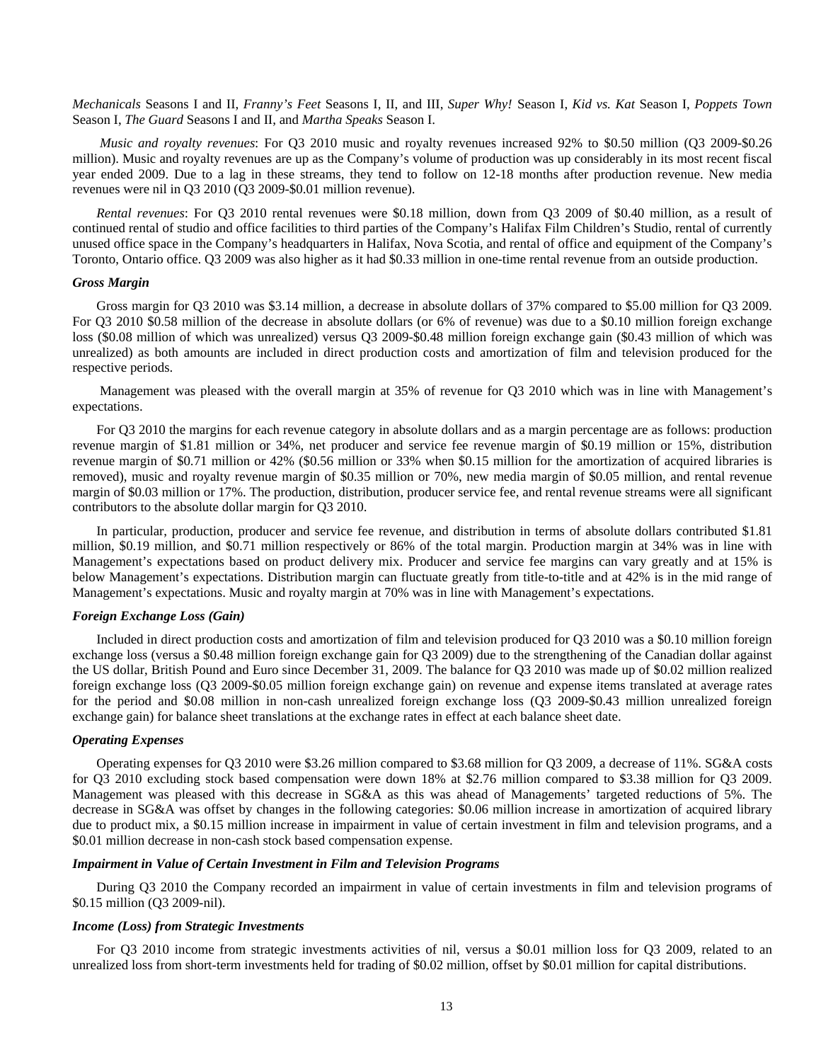*Mechanicals* Seasons I and II, *Franny's Feet* Seasons I, II, and III, *Super Why!* Season I, *Kid vs. Kat* Season I, *Poppets Town* Season I, *The Guard* Seasons I and II, and *Martha Speaks* Season I.

*Music and royalty revenues*: For Q3 2010 music and royalty revenues increased 92% to $0.50 million (Q3 2009-$0.26 million). Music and royalty revenues are up as the Company's volume of production was up considerably in its most recent fiscal year ended 2009. Due to a lag in these streams, they tend to follow on 12-18 months after production revenue. New media revenues were nil in Q3 2010 (Q3 2009-$0.01 million revenue).

*Rental revenues*: For Q3 2010 rental revenues were $0.18 million, down from Q3 2009 of $0.40 million, as a result of continued rental of studio and office facilities to third parties of the Company's Halifax Film Children's Studio, rental of currently unused office space in the Company's headquarters in Halifax, Nova Scotia, and rental of office and equipment of the Company's Toronto, Ontario office. Q3 2009 was also higher as it had $0.33 million in one-time rental revenue from an outside production.

### *Gross Margin*

Gross margin for Q3 2010 was $3.14 million, a decrease in absolute dollars of 37% compared to $5.00 million for Q3 2009. For Q3 2010 $0.58 million of the decrease in absolute dollars (or 6% of revenue) was due to a $0.10 million foreign exchange loss ($0.08 million of which was unrealized) versus Q3 2009-$0.48 million foreign exchange gain ($0.43 million of which was unrealized) as both amounts are included in direct production costs and amortization of film and television produced for the respective periods.

Management was pleased with the overall margin at 35% of revenue for Q3 2010 which was in line with Management's expectations.

For Q3 2010 the margins for each revenue category in absolute dollars and as a margin percentage are as follows: production revenue margin of $1.81 million or 34%, net producer and service fee revenue margin of $0.19 million or 15%, distribution revenue margin of $0.71 million or 42% ($0.56 million or 33% when $0.15 million for the amortization of acquired libraries is removed), music and royalty revenue margin of $0.35 million or 70%, new media margin of $0.05 million, and rental revenue margin of $0.03 million or 17%. The production, distribution, producer service fee, and rental revenue streams were all significant contributors to the absolute dollar margin for Q3 2010.

In particular, production, producer and service fee revenue, and distribution in terms of absolute dollars contributed $1.81 million, $0.19 million, and $0.71 million respectively or 86% of the total margin. Production margin at 34% was in line with Management's expectations based on product delivery mix. Producer and service fee margins can vary greatly and at 15% is below Management's expectations. Distribution margin can fluctuate greatly from title-to-title and at 42% is in the mid range of Management's expectations. Music and royalty margin at 70% was in line with Management's expectations.

### *Foreign Exchange Loss (Gain)*

Included in direct production costs and amortization of film and television produced for Q3 2010 was a $0.10 million foreign exchange loss (versus a $0.48 million foreign exchange gain for Q3 2009) due to the strengthening of the Canadian dollar against the US dollar, British Pound and Euro since December 31, 2009. The balance for Q3 2010 was made up of $0.02 million realized foreign exchange loss (Q3 2009-$0.05 million foreign exchange gain) on revenue and expense items translated at average rates for the period and $0.08 million in non-cash unrealized foreign exchange loss (Q3 2009-$0.43 million unrealized foreign exchange gain) for balance sheet translations at the exchange rates in effect at each balance sheet date.

### *Operating Expenses*

Operating expenses for Q3 2010 were $3.26 million compared to $3.68 million for Q3 2009, a decrease of 11%. SG&A costs for Q3 2010 excluding stock based compensation were down 18% at $2.76 million compared to $3.38 million for Q3 2009. Management was pleased with this decrease in SG&A as this was ahead of Managements' targeted reductions of 5%. The decrease in SG&A was offset by changes in the following categories: $0.06 million increase in amortization of acquired library due to product mix, a $0.15 million increase in impairment in value of certain investment in film and television programs, and a $0.01 million decrease in non-cash stock based compensation expense.

### *Impairment in Value of Certain Investment in Film and Television Programs*

During Q3 2010 the Company recorded an impairment in value of certain investments in film and television programs of $0.15 million (Q3 2009-nil).

### *Income (Loss) from Strategic Investments*

For Q3 2010 income from strategic investments activities of nil, versus a $0.01 million loss for Q3 2009, related to an unrealized loss from short-term investments held for trading of $0.02 million, offset by $0.01 million for capital distributions.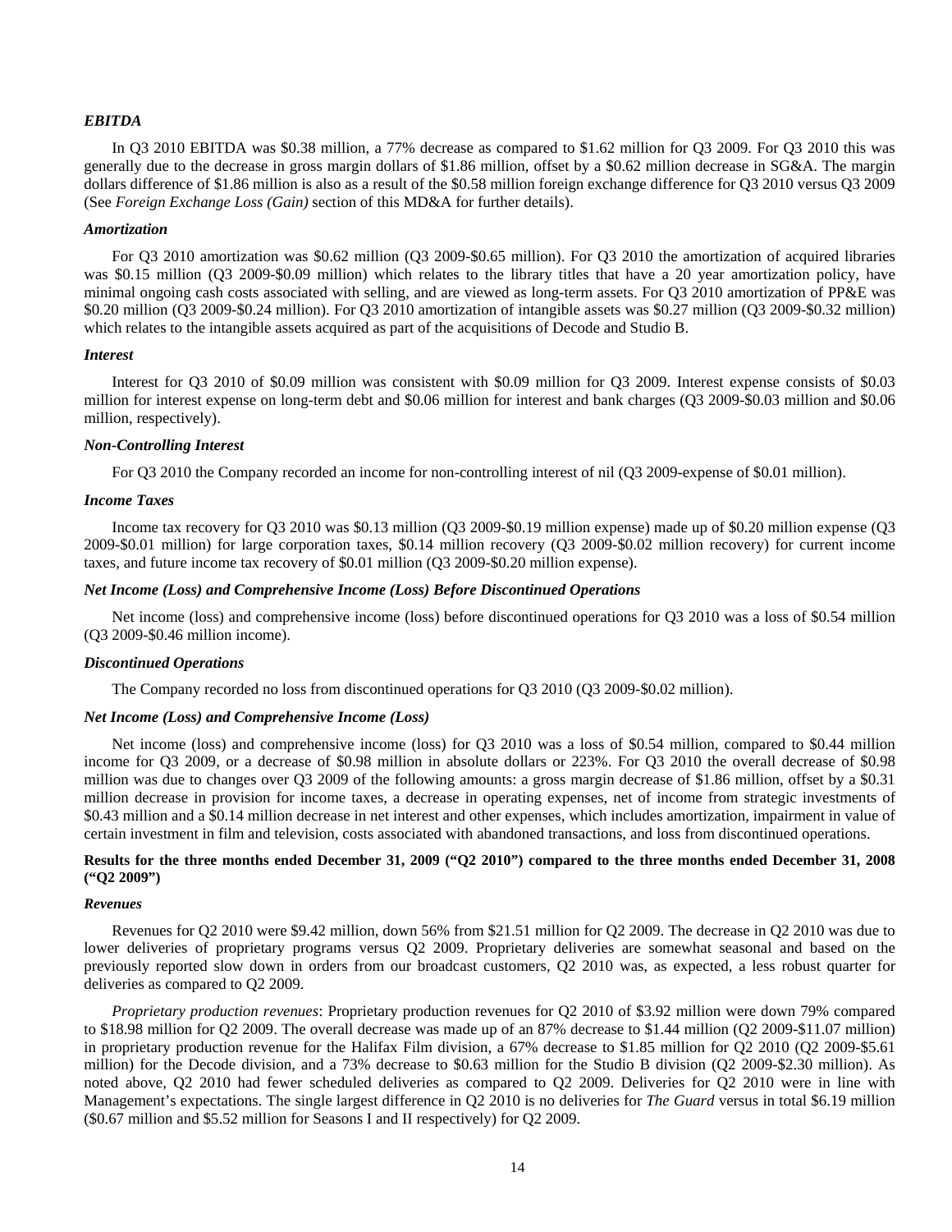### *EBITDA*

In Q3 2010 EBITDA was $0.38 million, a 77% decrease as compared to $1.62 million for Q3 2009. For Q3 2010 this was generally due to the decrease in gross margin dollars of $1.86 million, offset by a $0.62 million decrease in SG&A. The margin dollars difference of $1.86 million is also as a result of the $0.58 million foreign exchange difference for Q3 2010 versus Q3 2009 (See *Foreign Exchange Loss (Gain)* section of this MD&A for further details).

### *Amortization*

For Q3 2010 amortization was $0.62 million (Q3 2009-$0.65 million). For Q3 2010 the amortization of acquired libraries was $0.15 million (Q3 2009-$0.09 million) which relates to the library titles that have a 20 year amortization policy, have minimal ongoing cash costs associated with selling, and are viewed as long-term assets. For Q3 2010 amortization of PP&E was $0.20 million (Q3 2009-$0.24 million). For Q3 2010 amortization of intangible assets was $0.27 million (Q3 2009-$0.32 million) which relates to the intangible assets acquired as part of the acquisitions of Decode and Studio B.

### *Interest*

Interest for Q3 2010 of $0.09 million was consistent with $0.09 million for Q3 2009. Interest expense consists of $0.03 million for interest expense on long-term debt and $0.06 million for interest and bank charges (Q3 2009-$0.03 million and $0.06 million, respectively).

### *Non-Controlling Interest*

For Q3 2010 the Company recorded an income for non-controlling interest of nil (Q3 2009-expense of $0.01 million).

### *Income Taxes*

Income tax recovery for Q3 2010 was $0.13 million (Q3 2009-$0.19 million expense) made up of $0.20 million expense (Q3 2009-$0.01 million) for large corporation taxes, $0.14 million recovery (Q3 2009-$0.02 million recovery) for current income taxes, and future income tax recovery of $0.01 million (Q3 2009-$0.20 million expense).

### *Net Income (Loss) and Comprehensive Income (Loss) Before Discontinued Operations*

Net income (loss) and comprehensive income (loss) before discontinued operations for Q3 2010 was a loss of $0.54 million (Q3 2009-$0.46 million income).

### *Discontinued Operations*

The Company recorded no loss from discontinued operations for Q3 2010 (Q3 2009-$0.02 million).

### *Net Income (Loss) and Comprehensive Income (Loss)*

Net income (loss) and comprehensive income (loss) for Q3 2010 was a loss of $0.54 million, compared to $0.44 million income for Q3 2009, or a decrease of $0.98 million in absolute dollars or 223%. For Q3 2010 the overall decrease of $0.98 million was due to changes over Q3 2009 of the following amounts: a gross margin decrease of $1.86 million, offset by a $0.31 million decrease in provision for income taxes, a decrease in operating expenses, net of income from strategic investments of $0.43 million and a $0.14 million decrease in net interest and other expenses, which includes amortization, impairment in value of certain investment in film and television, costs associated with abandoned transactions, and loss from discontinued operations.

## Results for the three months ended December 31, 2009 ("Q2 2010") compared to the three months ended December 31, 2008 ("Q2 2009")

### *Revenues*

Revenues for Q2 2010 were $9.42 million, down 56% from $21.51 million for Q2 2009. The decrease in Q2 2010 was due to lower deliveries of proprietary programs versus Q2 2009. Proprietary deliveries are somewhat seasonal and based on the previously reported slow down in orders from our broadcast customers, Q2 2010 was, as expected, a less robust quarter for deliveries as compared to Q2 2009.

*Proprietary production revenues*: Proprietary production revenues for Q2 2010 of $3.92 million were down 79% compared to $18.98 million for Q2 2009. The overall decrease was made up of an 87% decrease to $1.44 million (Q2 2009-$11.07 million) in proprietary production revenue for the Halifax Film division, a 67% decrease to $1.85 million for Q2 2010 (Q2 2009-$5.61 million) for the Decode division, and a 73% decrease to $0.63 million for the Studio B division (Q2 2009-$2.30 million). As noted above, Q2 2010 had fewer scheduled deliveries as compared to Q2 2009. Deliveries for Q2 2010 were in line with Management's expectations. The single largest difference in Q2 2010 is no deliveries for *The Guard* versus in total $6.19 million ($0.67 million and $5.52 million for Seasons I and II respectively) for Q2 2009.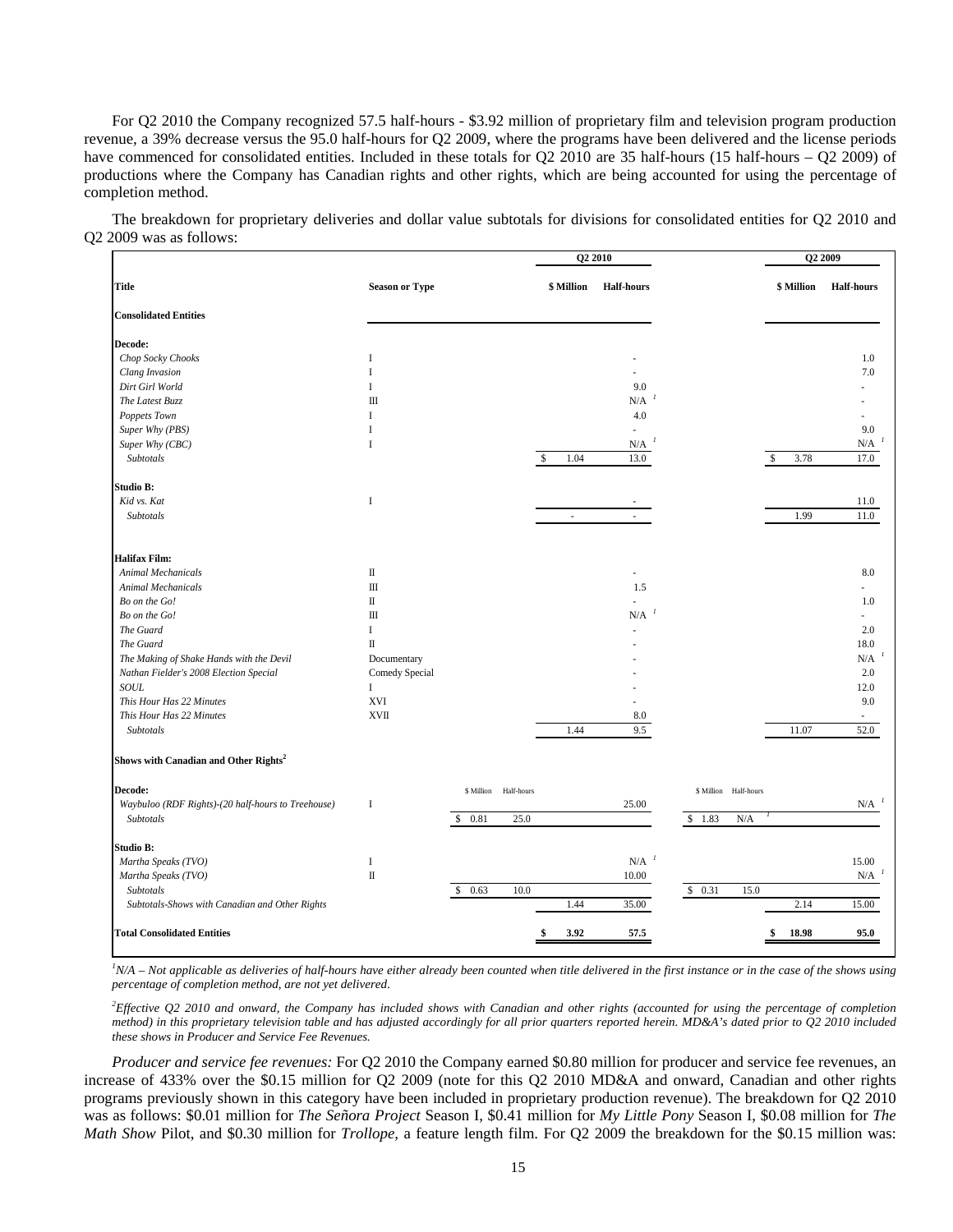For Q2 2010 the Company recognized 57.5 half-hours - $3.92 million of proprietary film and television program production revenue, a 39% decrease versus the 95.0 half-hours for Q2 2009, where the programs have been delivered and the license periods have commenced for consolidated entities. Included in these totals for Q2 2010 are 35 half-hours (15 half-hours – Q2 2009) of productions where the Company has Canadian rights and other rights, which are being accounted for using the percentage of completion method.

The breakdown for proprietary deliveries and dollar value subtotals for divisions for consolidated entities for Q2 2010 and Q2 2009 was as follows:

| Title | Season or Type | | | Q2 2010 | | | | Q2 2009 | |
|---|---|---|---|---|---|---|---|---|---|
| | | | | **$ Million** | **Half-hours** | | | **$ Million** | **Half-hours** |
| **Consolidated Entities** | | | | | | | | | |
| **Decode:** | | | | | | | | | |
| *Chop Socky Chooks* | I | | | | - | | | | 1.0 |
| *Clang Invasion* | I | | | | - | | | | 7.0 |
| *Dirt Girl World* | I | | | | 9.0 | | | | - |
| *The Latest Buzz* | III | | | | N/A [1] | | | | - |
| *Poppets Town* | I | | | | 4.0 | | | | - |
| *Super Why (PBS)* | I | | | | - | | | | 9.0 |
| *Super Why (CBC)* | I | | | | N/A [1] | | | | N/A [1] |
| *Subtotals* | | | | $ 1.04 | 13.0 | | | $ 3.78 | 17.0 |
| **Studio B:** | | | | | | | | | |
| *Kid vs. Kat* | I | | | | - | | | | 11.0 |
| *Subtotals* | | | | - | - | | | 1.99 | 11.0 |
| **Halifax Film:** | | | | | | | | | |
| *Animal Mechanicals* | II | | | | - | | | | 8.0 |
| *Animal Mechanicals* | III | | | | 1.5 | | | | - |
| *Bo on the Go!* | II | | | | - | | | | 1.0 |
| *Bo on the Go!* | III | | | | N/A [1] | | | | - |
| *The Guard* | I | | | | - | | | | 2.0 |
| *The Guard* | II | | | | - | | | | 18.0 |
| *The Making of Shake Hands with the Devil* | Documentary | | | | - | | | | N/A [1] |
| *Nathan Fielder's 2008 Election Special* | Comedy Special | | | | - | | | | 2.0 |
| *SOUL* | I | | | | - | | | | 12.0 |
| *This Hour Has 22 Minutes* | XVI | | | | - | | | | 9.0 |
| *This Hour Has 22 Minutes* | XVII | | | | 8.0 | | | | - |
| *Subtotals* | | | | 1.44 | 9.5 | | | 11.07 | 52.0 |
| **Shows with Canadian and Other Rights[2]** | | | | | | | | | |
| **Decode:** | | $ Million | Half-hours | | | $ Million | Half-hours | | |
| *Waybuloo (RDF Rights)-(20 half-hours to Treehouse)* | I | | | | 25.00 | | | | N/A [1] |
| *Subtotals* | | $ 0.81 | 25.0 | | | $ 1.83 | N/A [1] | | |
| **Studio B:** | | | | | | | | | |
| *Martha Speaks (TVO)* | I | | | | N/A [1] | | | | 15.00 |
| *Martha Speaks (TVO)* | II | | | | 10.00 | | | | N/A [1] |
| *Subtotals* | | $ 0.63 | 10.0 | | | $ 0.31 | 15.0 | | |
| *Subtotals-Shows with Canadian and Other Rights* | | | | 1.44 | 35.00 | | | 2.14 | 15.00 |
| **Total Consolidated Entities** | | | | **$ 3.92** | **57.5** | | | **$ 18.98** | **95.0** |

[1]*N/A – Not applicable as deliveries of half-hours have either already been counted when title delivered in the first instance or in the case of the shows using percentage of completion method, are not yet delivered.*

[2]*Effective Q2 2010 and onward, the Company has included shows with Canadian and other rights (accounted for using the percentage of completion method) in this proprietary television table and has adjusted accordingly for all prior quarters reported herein. MD&A's dated prior to Q2 2010 included these shows in Producer and Service Fee Revenues.*

*Producer and service fee revenues:* For Q2 2010 the Company earned $0.80 million for producer and service fee revenues, an increase of 433% over the $0.15 million for Q2 2009 (note for this Q2 2010 MD&A and onward, Canadian and other rights programs previously shown in this category have been included in proprietary production revenue). The breakdown for Q2 2010 was as follows: $0.01 million for *The Señora Project* Season I, $0.41 million for *My Little Pony* Season I, $0.08 million for *The Math Show* Pilot, and $0.30 million for *Trollope*, a feature length film. For Q2 2009 the breakdown for the $0.15 million was: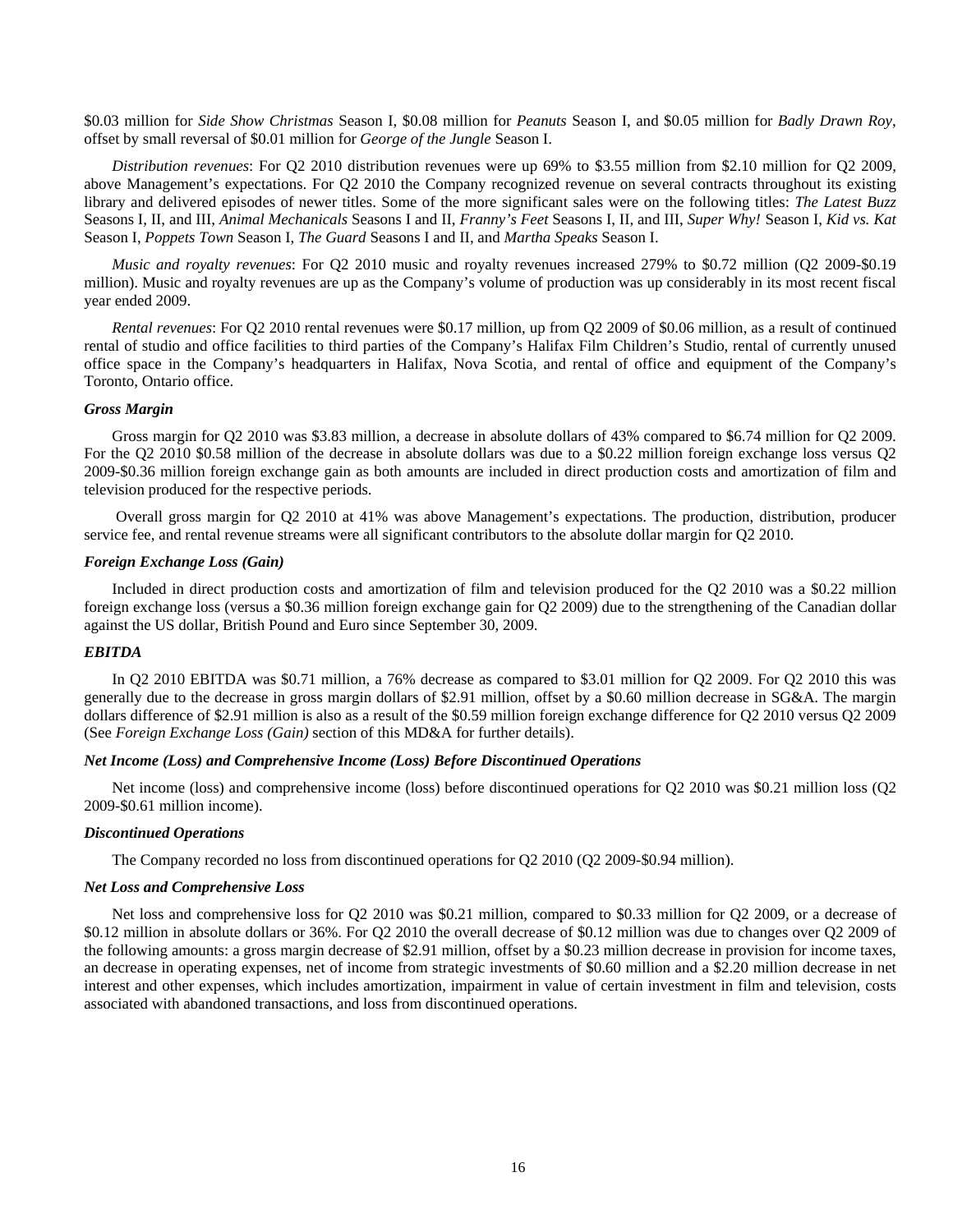$0.03 million for *Side Show Christmas* Season I, $0.08 million for *Peanuts* Season I, and $0.05 million for *Badly Drawn Roy*, offset by small reversal of $0.01 million for *George of the Jungle* Season I.

*Distribution revenues*: For Q2 2010 distribution revenues were up 69% to $3.55 million from $2.10 million for Q2 2009, above Management's expectations. For Q2 2010 the Company recognized revenue on several contracts throughout its existing library and delivered episodes of newer titles. Some of the more significant sales were on the following titles: *The Latest Buzz* Seasons I, II, and III, *Animal Mechanicals* Seasons I and II, *Franny's Feet* Seasons I, II, and III, *Super Why!* Season I, *Kid vs. Kat* Season I, *Poppets Town* Season I, *The Guard* Seasons I and II, and *Martha Speaks* Season I.

*Music and royalty revenues*: For Q2 2010 music and royalty revenues increased 279% to $0.72 million (Q2 2009-$0.19 million). Music and royalty revenues are up as the Company's volume of production was up considerably in its most recent fiscal year ended 2009.

*Rental revenues*: For Q2 2010 rental revenues were $0.17 million, up from Q2 2009 of $0.06 million, as a result of continued rental of studio and office facilities to third parties of the Company's Halifax Film Children's Studio, rental of currently unused office space in the Company's headquarters in Halifax, Nova Scotia, and rental of office and equipment of the Company's Toronto, Ontario office.

***Gross Margin***

Gross margin for Q2 2010 was $3.83 million, a decrease in absolute dollars of 43% compared to $6.74 million for Q2 2009. For the Q2 2010 $0.58 million of the decrease in absolute dollars was due to a $0.22 million foreign exchange loss versus Q2 2009-$0.36 million foreign exchange gain as both amounts are included in direct production costs and amortization of film and television produced for the respective periods.

Overall gross margin for Q2 2010 at 41% was above Management's expectations. The production, distribution, producer service fee, and rental revenue streams were all significant contributors to the absolute dollar margin for Q2 2010.

***Foreign Exchange Loss (Gain)***

Included in direct production costs and amortization of film and television produced for the Q2 2010 was a $0.22 million foreign exchange loss (versus a $0.36 million foreign exchange gain for Q2 2009) due to the strengthening of the Canadian dollar against the US dollar, British Pound and Euro since September 30, 2009.

***EBITDA***

In Q2 2010 EBITDA was $0.71 million, a 76% decrease as compared to $3.01 million for Q2 2009. For Q2 2010 this was generally due to the decrease in gross margin dollars of $2.91 million, offset by a $0.60 million decrease in SG&A. The margin dollars difference of $2.91 million is also as a result of the $0.59 million foreign exchange difference for Q2 2010 versus Q2 2009 (See *Foreign Exchange Loss (Gain)* section of this MD&A for further details).

***Net Income (Loss) and Comprehensive Income (Loss) Before Discontinued Operations***

Net income (loss) and comprehensive income (loss) before discontinued operations for Q2 2010 was $0.21 million loss (Q2 2009-$0.61 million income).

***Discontinued Operations***

The Company recorded no loss from discontinued operations for Q2 2010 (Q2 2009-$0.94 million).

***Net Loss and Comprehensive Loss***

Net loss and comprehensive loss for Q2 2010 was $0.21 million, compared to $0.33 million for Q2 2009, or a decrease of $0.12 million in absolute dollars or 36%. For Q2 2010 the overall decrease of $0.12 million was due to changes over Q2 2009 of the following amounts: a gross margin decrease of $2.91 million, offset by a $0.23 million decrease in provision for income taxes, an decrease in operating expenses, net of income from strategic investments of $0.60 million and a $2.20 million decrease in net interest and other expenses, which includes amortization, impairment in value of certain investment in film and television, costs associated with abandoned transactions, and loss from discontinued operations.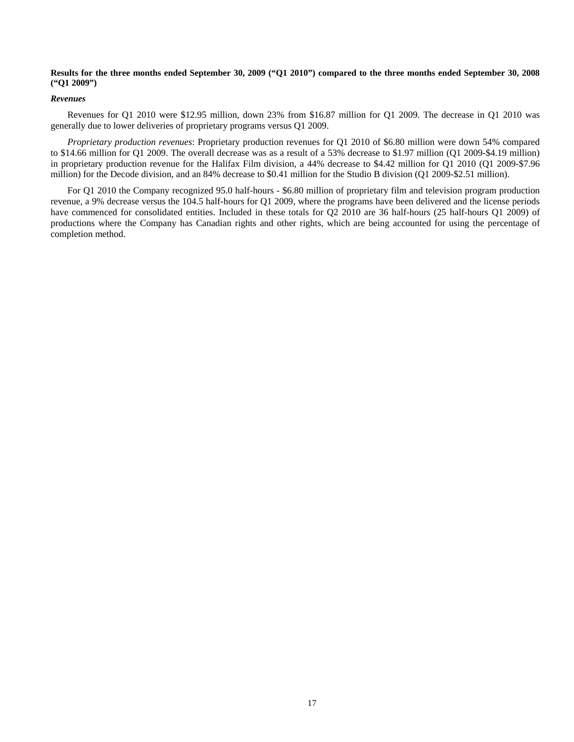**Results for the three months ended September 30, 2009 ("Q1 2010") compared to the three months ended September 30, 2008 ("Q1 2009")**

***Revenues***

Revenues for Q1 2010 were $12.95 million, down 23% from $16.87 million for Q1 2009. The decrease in Q1 2010 was generally due to lower deliveries of proprietary programs versus Q1 2009.

*Proprietary production revenues*: Proprietary production revenues for Q1 2010 of $6.80 million were down 54% compared to $14.66 million for Q1 2009. The overall decrease was as a result of a 53% decrease to $1.97 million (Q1 2009-$4.19 million) in proprietary production revenue for the Halifax Film division, a 44% decrease to $4.42 million for Q1 2010 (Q1 2009-$7.96 million) for the Decode division, and an 84% decrease to $0.41 million for the Studio B division (Q1 2009-$2.51 million).

For Q1 2010 the Company recognized 95.0 half-hours - $6.80 million of proprietary film and television program production revenue, a 9% decrease versus the 104.5 half-hours for Q1 2009, where the programs have been delivered and the license periods have commenced for consolidated entities. Included in these totals for Q2 2010 are 36 half-hours (25 half-hours Q1 2009) of productions where the Company has Canadian rights and other rights, which are being accounted for using the percentage of completion method.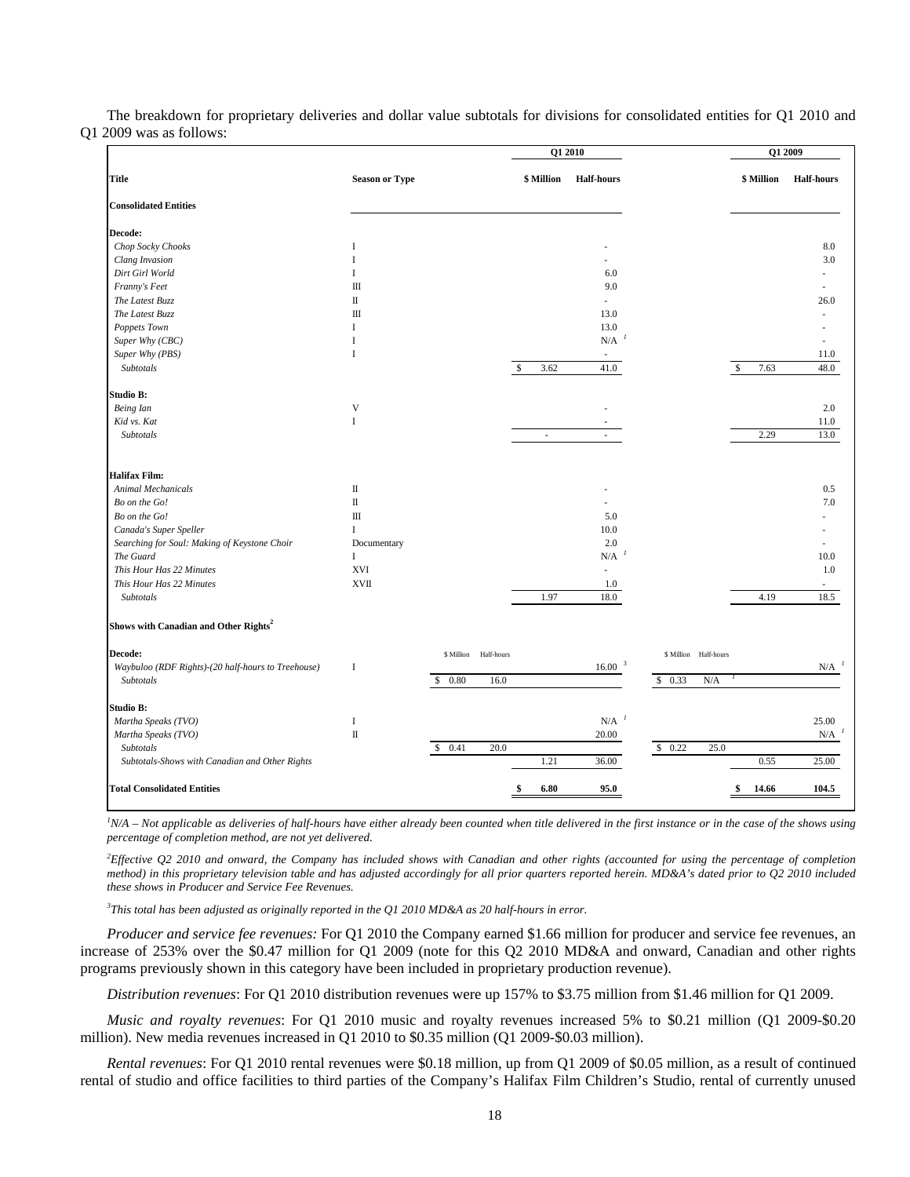The breakdown for proprietary deliveries and dollar value subtotals for divisions for consolidated entities for Q1 2010 and Q1 2009 was as follows:

| Title | Season or Type | | | Q1 2010 | | | | Q1 2009 | |
|---|---|---|---|---|---|---|---|---|---|
| | | | | **\$ Million** | **Half-hours** | | | **\$ Million** | **Half-hours** |
| **Consolidated Entities** | | | | | | | | | |
| **Decode:** | | | | | | | | | |
| *Chop Socky Chooks* | I | | | | - | | | | 8.0 |
| *Clang Invasion* | I | | | | - | | | | 3.0 |
| *Dirt Girl World* | I | | | | 6.0 | | | | - |
| *Franny's Feet* | III | | | | 9.0 | | | | - |
| *The Latest Buzz* | II | | | | - | | | | 26.0 |
| *The Latest Buzz* | III | | | | 13.0 | | | | - |
| *Poppets Town* | I | | | | 13.0 | | | | - |
| *Super Why (CBC)* | I | | | | N/A [1] | | | | - |
| *Super Why (PBS)* | I | | | | - | | | | 11.0 |
| *Subtotals* | | | | \$ 3.62 | 41.0 | | | \$ 7.63 | 48.0 |
| **Studio B:** | | | | | | | | | |
| *Being Ian* | V | | | | - | | | | 2.0 |
| *Kid vs. Kat* | I | | | | - | | | | 11.0 |
| *Subtotals* | | | | - | - | | | 2.29 | 13.0 |
| **Halifax Film:** | | | | | | | | | |
| *Animal Mechanicals* | II | | | | - | | | | 0.5 |
| *Bo on the Go!* | II | | | | - | | | | 7.0 |
| *Bo on the Go!* | III | | | | 5.0 | | | | - |
| *Canada's Super Speller* | I | | | | 10.0 | | | | - |
| *Searching for Soul: Making of Keystone Choir* | Documentary | | | | 2.0 | | | | - |
| *The Guard* | I | | | | N/A [1] | | | | 10.0 |
| *This Hour Has 22 Minutes* | XVI | | | | - | | | | 1.0 |
| *This Hour Has 22 Minutes* | XVII | | | | 1.0 | | | | - |
| *Subtotals* | | | | 1.97 | 18.0 | | | 4.19 | 18.5 |
| **Shows with Canadian and Other Rights[2]** | | | | | | | | | |
| **Decode:** | | \$ Million | Half-hours | | | \$ Million | Half-hours | | |
| *Waybuloo (RDF Rights)-(20 half-hours to Treehouse)* | I | | | | 16.00 [3] | | | | N/A [1] |
| *Subtotals* | | \$ 0.80 | 16.0 | | | \$ 0.33 | N/A [1] | | |
| **Studio B:** | | | | | | | | | |
| *Martha Speaks (TVO)* | I | | | | N/A [1] | | | | 25.00 |
| *Martha Speaks (TVO)* | II | | | | 20.00 | | | | N/A [1] |
| *Subtotals* | | \$ 0.41 | 20.0 | | | \$ 0.22 | 25.0 | | |
| *Subtotals-Shows with Canadian and Other Rights* | | | | 1.21 | 36.00 | | | 0.55 | 25.00 |
| **Total Consolidated Entities** | | | | **\$ 6.80** | **95.0** | | | **\$ 14.66** | **104.5** |

*[1]N/A – Not applicable as deliveries of half-hours have either already been counted when title delivered in the first instance or in the case of the shows using percentage of completion method, are not yet delivered.*

*[2]Effective Q2 2010 and onward, the Company has included shows with Canadian and other rights (accounted for using the percentage of completion method) in this proprietary television table and has adjusted accordingly for all prior quarters reported herein. MD&A's dated prior to Q2 2010 included these shows in Producer and Service Fee Revenues.*

*[3]This total has been adjusted as originally reported in the Q1 2010 MD&A as 20 half-hours in error.*

*Producer and service fee revenues:* For Q1 2010 the Company earned \$1.66 million for producer and service fee revenues, an increase of 253% over the \$0.47 million for Q1 2009 (note for this Q2 2010 MD&A and onward, Canadian and other rights programs previously shown in this category have been included in proprietary production revenue).

*Distribution revenues*: For Q1 2010 distribution revenues were up 157% to \$3.75 million from \$1.46 million for Q1 2009.

*Music and royalty revenues*: For Q1 2010 music and royalty revenues increased 5% to \$0.21 million (Q1 2009-\$0.20 million). New media revenues increased in Q1 2010 to \$0.35 million (Q1 2009-\$0.03 million).

*Rental revenues*: For Q1 2010 rental revenues were \$0.18 million, up from Q1 2009 of \$0.05 million, as a result of continued rental of studio and office facilities to third parties of the Company's Halifax Film Children's Studio, rental of currently unused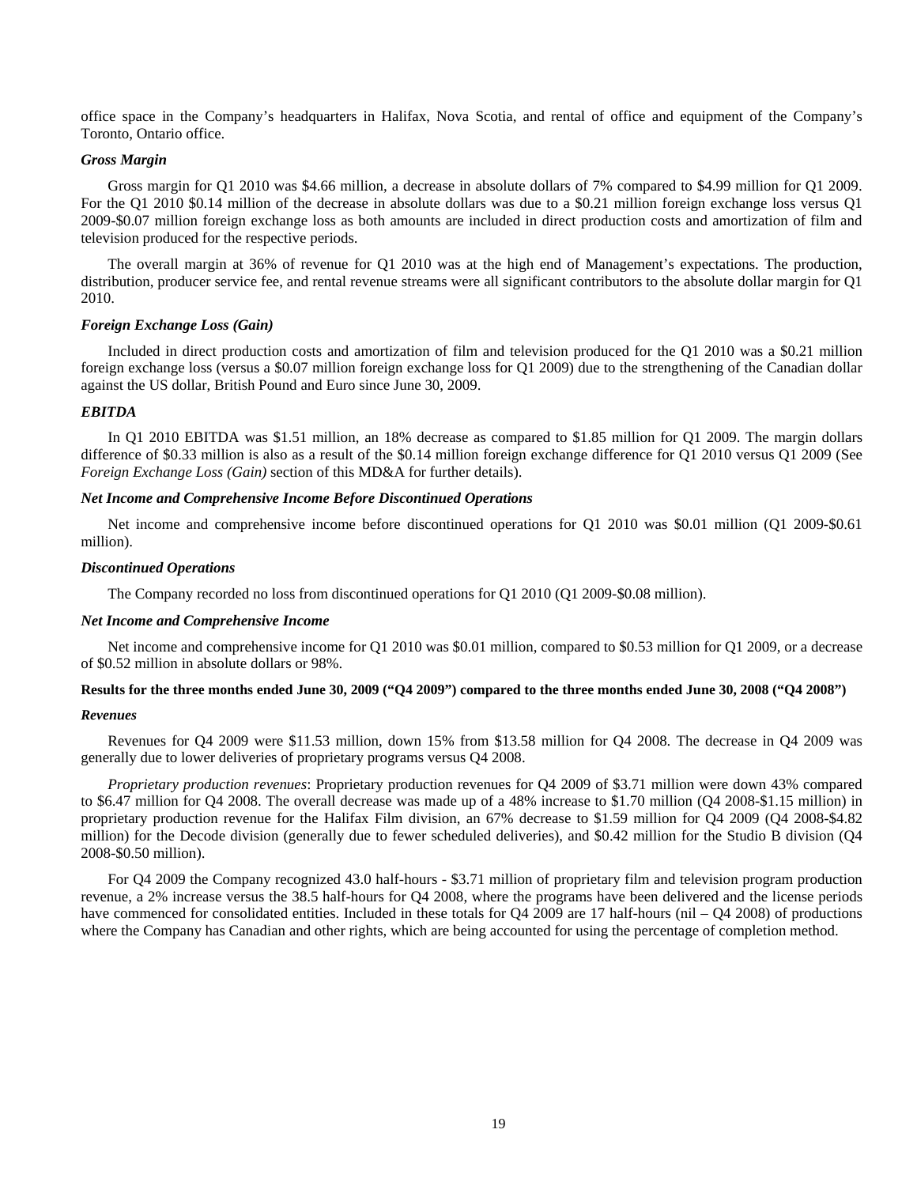office space in the Company's headquarters in Halifax, Nova Scotia, and rental of office and equipment of the Company's Toronto, Ontario office.

***Gross Margin***

Gross margin for Q1 2010 was $4.66 million, a decrease in absolute dollars of 7% compared to $4.99 million for Q1 2009. For the Q1 2010 $0.14 million of the decrease in absolute dollars was due to a $0.21 million foreign exchange loss versus Q1 2009-$0.07 million foreign exchange loss as both amounts are included in direct production costs and amortization of film and television produced for the respective periods.

The overall margin at 36% of revenue for Q1 2010 was at the high end of Management's expectations. The production, distribution, producer service fee, and rental revenue streams were all significant contributors to the absolute dollar margin for Q1 2010.

***Foreign Exchange Loss (Gain)***

Included in direct production costs and amortization of film and television produced for the Q1 2010 was a $0.21 million foreign exchange loss (versus a $0.07 million foreign exchange loss for Q1 2009) due to the strengthening of the Canadian dollar against the US dollar, British Pound and Euro since June 30, 2009.

***EBITDA***

In Q1 2010 EBITDA was $1.51 million, an 18% decrease as compared to $1.85 million for Q1 2009. The margin dollars difference of $0.33 million is also as a result of the $0.14 million foreign exchange difference for Q1 2010 versus Q1 2009 (See *Foreign Exchange Loss (Gain)* section of this MD&A for further details).

***Net Income and Comprehensive Income Before Discontinued Operations***

Net income and comprehensive income before discontinued operations for Q1 2010 was $0.01 million (Q1 2009-$0.61 million).

***Discontinued Operations***

The Company recorded no loss from discontinued operations for Q1 2010 (Q1 2009-$0.08 million).

***Net Income and Comprehensive Income***

Net income and comprehensive income for Q1 2010 was $0.01 million, compared to $0.53 million for Q1 2009, or a decrease of $0.52 million in absolute dollars or 98%.

**Results for the three months ended June 30, 2009 ("Q4 2009") compared to the three months ended June 30, 2008 ("Q4 2008")**

***Revenues***

Revenues for Q4 2009 were $11.53 million, down 15% from $13.58 million for Q4 2008. The decrease in Q4 2009 was generally due to lower deliveries of proprietary programs versus Q4 2008.

*Proprietary production revenues*: Proprietary production revenues for Q4 2009 of $3.71 million were down 43% compared to $6.47 million for Q4 2008. The overall decrease was made up of a 48% increase to $1.70 million (Q4 2008-$1.15 million) in proprietary production revenue for the Halifax Film division, an 67% decrease to $1.59 million for Q4 2009 (Q4 2008-$4.82 million) for the Decode division (generally due to fewer scheduled deliveries), and $0.42 million for the Studio B division (Q4 2008-$0.50 million).

For Q4 2009 the Company recognized 43.0 half-hours - $3.71 million of proprietary film and television program production revenue, a 2% increase versus the 38.5 half-hours for Q4 2008, where the programs have been delivered and the license periods have commenced for consolidated entities. Included in these totals for Q4 2009 are 17 half-hours (nil – Q4 2008) of productions where the Company has Canadian and other rights, which are being accounted for using the percentage of completion method.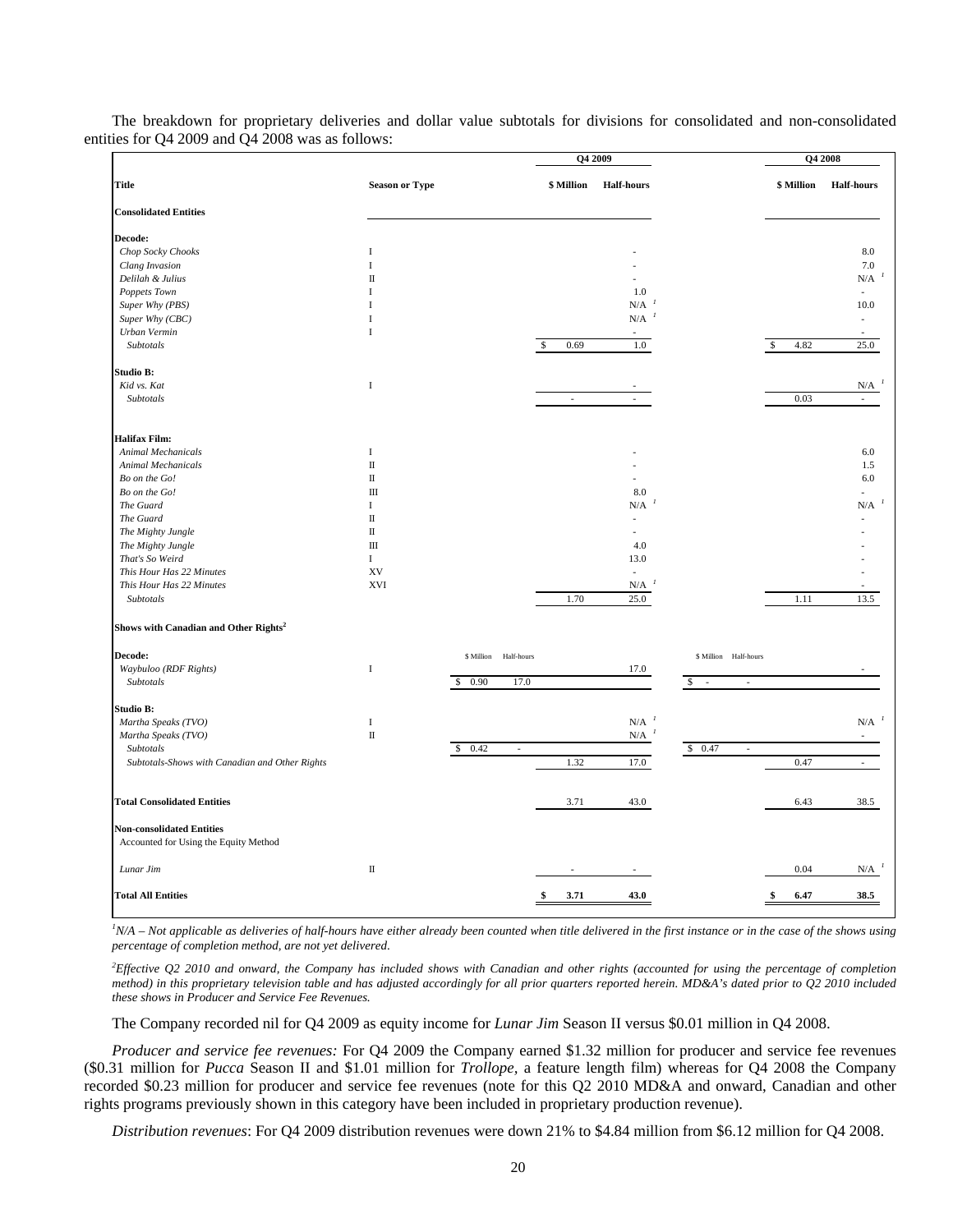The breakdown for proprietary deliveries and dollar value subtotals for divisions for consolidated and non-consolidated entities for Q4 2009 and Q4 2008 was as follows:

| Title | Season or Type | | | Q4 2009 | | | | Q4 2008 | |
|---|---|---|---|---|---|---|---|---|---|
| | | | | $ Million | Half-hours | | | $ Million | Half-hours |
| **Consolidated Entities** | | | | | | | | | |
| **Decode:** | | | | | | | | | |
| *Chop Socky Chooks* | I | | | | - | | | | 8.0 |
| *Clang Invasion* | I | | | | - | | | | 7.0 |
| *Delilah & Julius* | II | | | | - | | | | N/A [1] |
| *Poppets Town* | I | | | | 1.0 | | | | - |
| *Super Why (PBS)* | I | | | | N/A [1] | | | | 10.0 |
| *Super Why (CBC)* | I | | | | N/A [1] | | | | - |
| *Urban Vermin* | I | | | | - | | | | - |
| *Subtotals* | | | | $ 0.69 | 1.0 | | | $ 4.82 | 25.0 |
| **Studio B:** | | | | | | | | | |
| *Kid vs. Kat* | I | | | | - | | | | N/A [1] |
| *Subtotals* | | | | - | - | | | 0.03 | - |
| **Halifax Film:** | | | | | | | | | |
| *Animal Mechanicals* | I | | | | - | | | | 6.0 |
| *Animal Mechanicals* | II | | | | - | | | | 1.5 |
| *Bo on the Go!* | II | | | | - | | | | 6.0 |
| *Bo on the Go!* | III | | | | 8.0 | | | | - |
| *The Guard* | I | | | | N/A [1] | | | | N/A [1] |
| *The Guard* | II | | | | - | | | | - |
| *The Mighty Jungle* | II | | | | - | | | | - |
| *The Mighty Jungle* | III | | | | 4.0 | | | | - |
| *That's So Weird* | I | | | | 13.0 | | | | - |
| *This Hour Has 22 Minutes* | XV | | | | - | | | | - |
| *This Hour Has 22 Minutes* | XVI | | | | N/A [1] | | | | - |
| *Subtotals* | | | | 1.70 | 25.0 | | | 1.11 | 13.5 |
| **Shows with Canadian and Other Rights[2]** | | | | | | | | | |
| **Decode:** | | $ Million | Half-hours | | | $ Million | Half-hours | | |
| *Waybuloo (RDF Rights)* | I | | | | 17.0 | | | | - |
| *Subtotals* | | $ 0.90 | 17.0 | | | $ - | - | | |
| **Studio B:** | | | | | | | | | |
| *Martha Speaks (TVO)* | I | | | | N/A [1] | | | | N/A [1] |
| *Martha Speaks (TVO)* | II | | | | N/A [1] | | | | - |
| *Subtotals* | | $ 0.42 | - | | | $ 0.47 | - | | |
| *Subtotals-Shows with Canadian and Other Rights* | | | | 1.32 | 17.0 | | | 0.47 | - |
| **Total Consolidated Entities** | | | | 3.71 | 43.0 | | | 6.43 | 38.5 |
| **Non-consolidated Entities** Accounted for Using the Equity Method | | | | | | | | | |
| *Lunar Jim* | II | | | - | - | | | 0.04 | N/A [1] |
| **Total All Entities** | | | | **$ 3.71** | **43.0** | | | **$ 6.47** | **38.5** |

*[1]N/A – Not applicable as deliveries of half-hours have either already been counted when title delivered in the first instance or in the case of the shows using percentage of completion method, are not yet delivered.*

*[2]Effective Q2 2010 and onward, the Company has included shows with Canadian and other rights (accounted for using the percentage of completion method) in this proprietary television table and has adjusted accordingly for all prior quarters reported herein. MD&A's dated prior to Q2 2010 included these shows in Producer and Service Fee Revenues.*

The Company recorded nil for Q4 2009 as equity income for *Lunar Jim* Season II versus $0.01 million in Q4 2008.

*Producer and service fee revenues:* For Q4 2009 the Company earned $1.32 million for producer and service fee revenues ($0.31 million for *Pucca* Season II and $1.01 million for *Trollope*, a feature length film) whereas for Q4 2008 the Company recorded $0.23 million for producer and service fee revenues (note for this Q2 2010 MD&A and onward, Canadian and other rights programs previously shown in this category have been included in proprietary production revenue).

*Distribution revenues*: For Q4 2009 distribution revenues were down 21% to $4.84 million from $6.12 million for Q4 2008.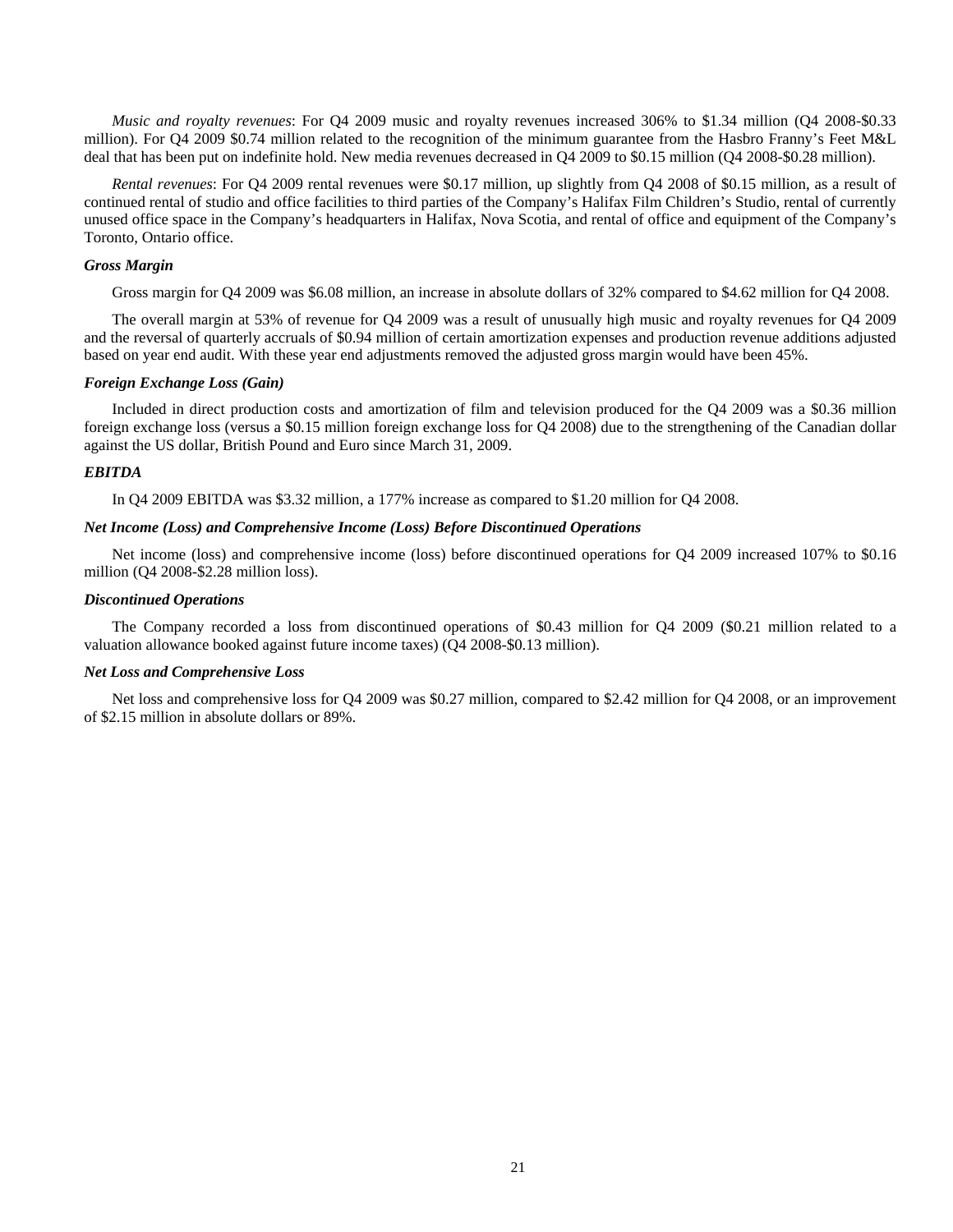*Music and royalty revenues*: For Q4 2009 music and royalty revenues increased 306% to $1.34 million (Q4 2008-$0.33 million). For Q4 2009 $0.74 million related to the recognition of the minimum guarantee from the Hasbro Franny's Feet M&L deal that has been put on indefinite hold. New media revenues decreased in Q4 2009 to $0.15 million (Q4 2008-$0.28 million).

*Rental revenues*: For Q4 2009 rental revenues were $0.17 million, up slightly from Q4 2008 of $0.15 million, as a result of continued rental of studio and office facilities to third parties of the Company's Halifax Film Children's Studio, rental of currently unused office space in the Company's headquarters in Halifax, Nova Scotia, and rental of office and equipment of the Company's Toronto, Ontario office.

### *Gross Margin*

Gross margin for Q4 2009 was $6.08 million, an increase in absolute dollars of 32% compared to $4.62 million for Q4 2008.

The overall margin at 53% of revenue for Q4 2009 was a result of unusually high music and royalty revenues for Q4 2009 and the reversal of quarterly accruals of $0.94 million of certain amortization expenses and production revenue additions adjusted based on year end audit. With these year end adjustments removed the adjusted gross margin would have been 45%.

### *Foreign Exchange Loss (Gain)*

Included in direct production costs and amortization of film and television produced for the Q4 2009 was a $0.36 million foreign exchange loss (versus a $0.15 million foreign exchange loss for Q4 2008) due to the strengthening of the Canadian dollar against the US dollar, British Pound and Euro since March 31, 2009.

### *EBITDA*

In Q4 2009 EBITDA was $3.32 million, a 177% increase as compared to $1.20 million for Q4 2008.

### *Net Income (Loss) and Comprehensive Income (Loss) Before Discontinued Operations*

Net income (loss) and comprehensive income (loss) before discontinued operations for Q4 2009 increased 107% to $0.16 million (Q4 2008-$2.28 million loss).

### *Discontinued Operations*

The Company recorded a loss from discontinued operations of $0.43 million for Q4 2009 ($0.21 million related to a valuation allowance booked against future income taxes) (Q4 2008-$0.13 million).

### *Net Loss and Comprehensive Loss*

Net loss and comprehensive loss for Q4 2009 was $0.27 million, compared to $2.42 million for Q4 2008, or an improvement of $2.15 million in absolute dollars or 89%.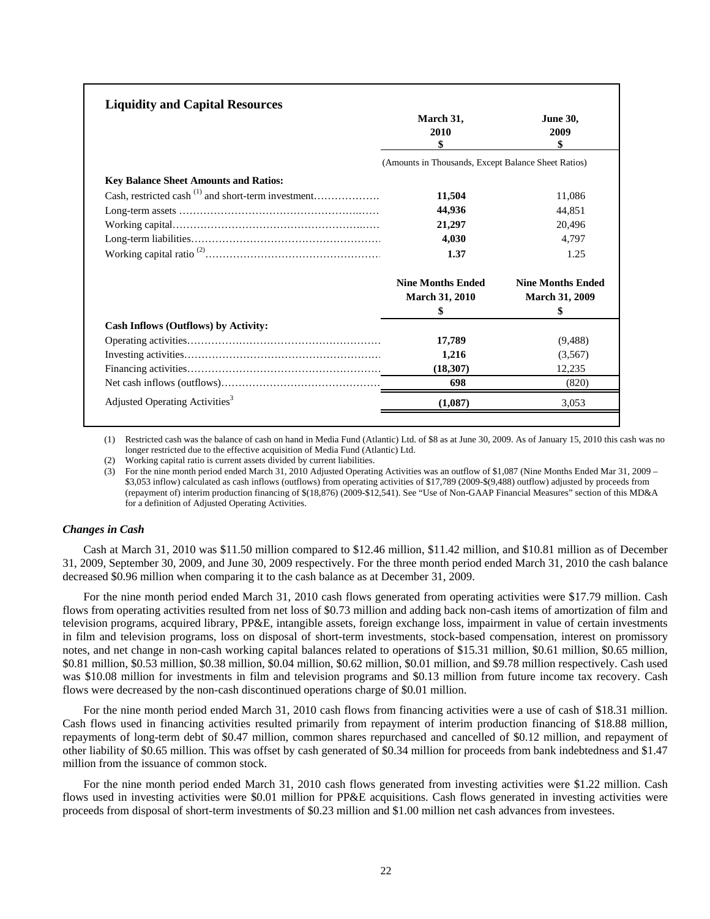## Liquidity and Capital Resources

| | March 31, 2010 $ | June 30, 2009 $ |
|---|---|---|
| | (Amounts in Thousands, Except Balance Sheet Ratios) | |
| **Key Balance Sheet Amounts and Ratios:** | | |
| Cash, restricted cash [(1)] and short-term investment | **11,504** | 11,086 |
| Long-term assets | **44,936** | 44,851 |
| Working capital | **21,297** | 20,496 |
| Long-term liabilities | **4,030** | 4,797 |
| Working capital ratio [(2)] | **1.37** | 1.25 |
| | **Nine Months Ended March 31, 2010 $** | **Nine Months Ended March 31, 2009 $** |
| **Cash Inflows (Outflows) by Activity:** | | |
| Operating activities | **17,789** | (9,488) |
| Investing activities | **1,216** | (3,567) |
| Financing activities | **(18,307)** | 12,235 |
| Net cash inflows (outflows) | **698** | (820) |
| Adjusted Operating Activities[3] | **(1,087)** | 3,053 |

(1) Restricted cash was the balance of cash on hand in Media Fund (Atlantic) Ltd. of $8 as at June 30, 2009. As of January 15, 2010 this cash was no longer restricted due to the effective acquisition of Media Fund (Atlantic) Ltd.

(2) Working capital ratio is current assets divided by current liabilities.

(3) For the nine month period ended March 31, 2010 Adjusted Operating Activities was an outflow of $1,087 (Nine Months Ended Mar 31, 2009 – $3,053 inflow) calculated as cash inflows (outflows) from operating activities of $17,789 (2009-$(9,488) outflow) adjusted by proceeds from (repayment of) interim production financing of $(18,876) (2009-$12,541). See "Use of Non-GAAP Financial Measures" section of this MD&A for a definition of Adjusted Operating Activities.

### *Changes in Cash*

Cash at March 31, 2010 was $11.50 million compared to $12.46 million, $11.42 million, and $10.81 million as of December 31, 2009, September 30, 2009, and June 30, 2009 respectively. For the three month period ended March 31, 2010 the cash balance decreased $0.96 million when comparing it to the cash balance as at December 31, 2009.

For the nine month period ended March 31, 2010 cash flows generated from operating activities were $17.79 million. Cash flows from operating activities resulted from net loss of $0.73 million and adding back non-cash items of amortization of film and television programs, acquired library, PP&E, intangible assets, foreign exchange loss, impairment in value of certain investments in film and television programs, loss on disposal of short-term investments, stock-based compensation, interest on promissory notes, and net change in non-cash working capital balances related to operations of $15.31 million, $0.61 million, $0.65 million, $0.81 million, $0.53 million, $0.38 million, $0.04 million, $0.62 million, $0.01 million, and $9.78 million respectively. Cash used was $10.08 million for investments in film and television programs and $0.13 million from future income tax recovery. Cash flows were decreased by the non-cash discontinued operations charge of $0.01 million.

For the nine month period ended March 31, 2010 cash flows from financing activities were a use of cash of $18.31 million. Cash flows used in financing activities resulted primarily from repayment of interim production financing of $18.88 million, repayments of long-term debt of $0.47 million, common shares repurchased and cancelled of $0.12 million, and repayment of other liability of $0.65 million. This was offset by cash generated of $0.34 million for proceeds from bank indebtedness and $1.47 million from the issuance of common stock.

For the nine month period ended March 31, 2010 cash flows generated from investing activities were $1.22 million. Cash flows used in investing activities were $0.01 million for PP&E acquisitions. Cash flows generated in investing activities were proceeds from disposal of short-term investments of $0.23 million and $1.00 million net cash advances from investees.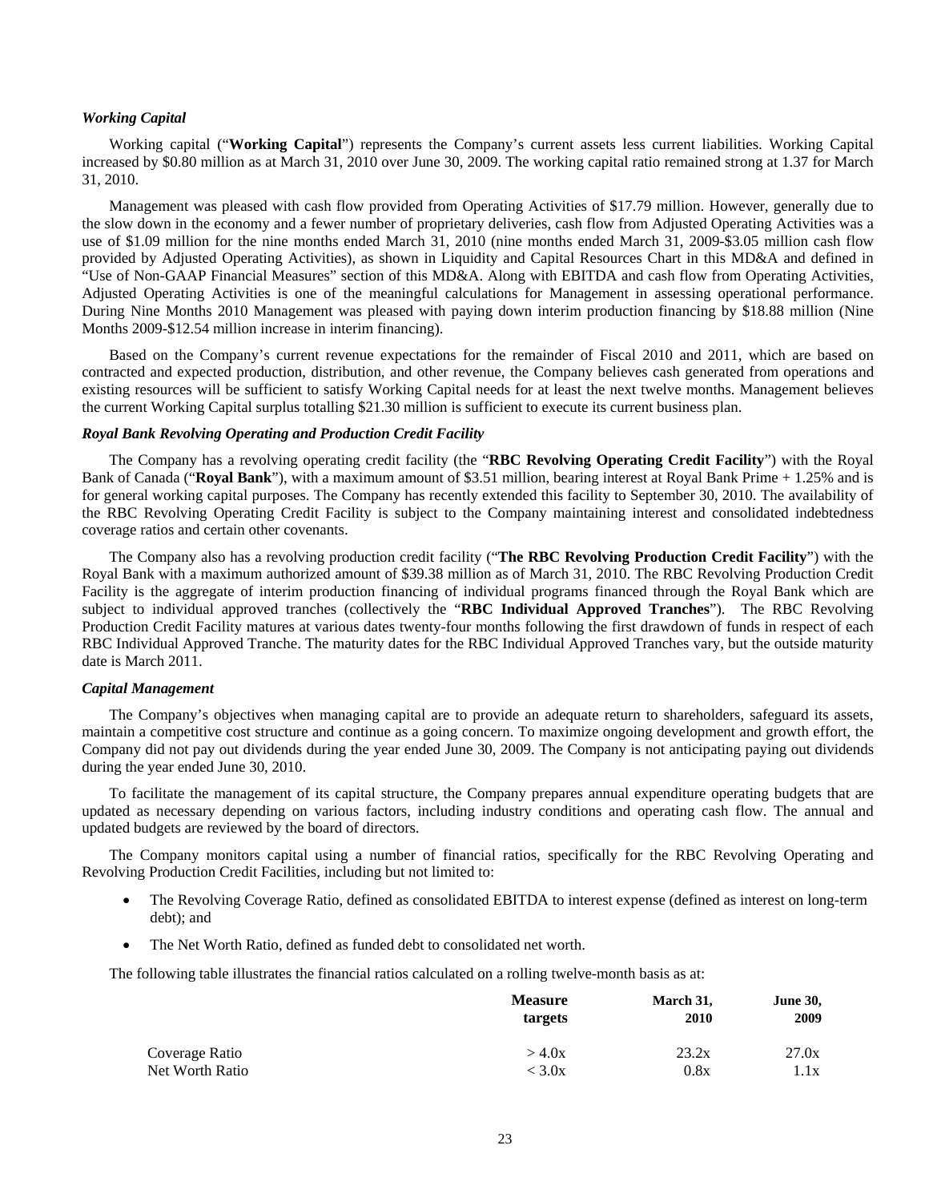***Working Capital***

Working capital ("**Working Capital**") represents the Company's current assets less current liabilities. Working Capital increased by $0.80 million as at March 31, 2010 over June 30, 2009. The working capital ratio remained strong at 1.37 for March 31, 2010.

Management was pleased with cash flow provided from Operating Activities of $17.79 million. However, generally due to the slow down in the economy and a fewer number of proprietary deliveries, cash flow from Adjusted Operating Activities was a use of $1.09 million for the nine months ended March 31, 2010 (nine months ended March 31, 2009-$3.05 million cash flow provided by Adjusted Operating Activities), as shown in Liquidity and Capital Resources Chart in this MD&A and defined in "Use of Non-GAAP Financial Measures" section of this MD&A. Along with EBITDA and cash flow from Operating Activities, Adjusted Operating Activities is one of the meaningful calculations for Management in assessing operational performance. During Nine Months 2010 Management was pleased with paying down interim production financing by $18.88 million (Nine Months 2009-$12.54 million increase in interim financing).

Based on the Company's current revenue expectations for the remainder of Fiscal 2010 and 2011, which are based on contracted and expected production, distribution, and other revenue, the Company believes cash generated from operations and existing resources will be sufficient to satisfy Working Capital needs for at least the next twelve months. Management believes the current Working Capital surplus totalling $21.30 million is sufficient to execute its current business plan.

***Royal Bank Revolving Operating and Production Credit Facility***

The Company has a revolving operating credit facility (the "**RBC Revolving Operating Credit Facility**") with the Royal Bank of Canada ("**Royal Bank**"), with a maximum amount of $3.51 million, bearing interest at Royal Bank Prime + 1.25% and is for general working capital purposes. The Company has recently extended this facility to September 30, 2010. The availability of the RBC Revolving Operating Credit Facility is subject to the Company maintaining interest and consolidated indebtedness coverage ratios and certain other covenants.

The Company also has a revolving production credit facility ("**The RBC Revolving Production Credit Facility**") with the Royal Bank with a maximum authorized amount of $39.38 million as of March 31, 2010. The RBC Revolving Production Credit Facility is the aggregate of interim production financing of individual programs financed through the Royal Bank which are subject to individual approved tranches (collectively the "**RBC Individual Approved Tranches**"). The RBC Revolving Production Credit Facility matures at various dates twenty-four months following the first drawdown of funds in respect of each RBC Individual Approved Tranche. The maturity dates for the RBC Individual Approved Tranches vary, but the outside maturity date is March 2011.

***Capital Management***

The Company's objectives when managing capital are to provide an adequate return to shareholders, safeguard its assets, maintain a competitive cost structure and continue as a going concern. To maximize ongoing development and growth effort, the Company did not pay out dividends during the year ended June 30, 2009. The Company is not anticipating paying out dividends during the year ended June 30, 2010.

To facilitate the management of its capital structure, the Company prepares annual expenditure operating budgets that are updated as necessary depending on various factors, including industry conditions and operating cash flow. The annual and updated budgets are reviewed by the board of directors.

The Company monitors capital using a number of financial ratios, specifically for the RBC Revolving Operating and Revolving Production Credit Facilities, including but not limited to:

- The Revolving Coverage Ratio, defined as consolidated EBITDA to interest expense (defined as interest on long-term debt); and
- The Net Worth Ratio, defined as funded debt to consolidated net worth.

The following table illustrates the financial ratios calculated on a rolling twelve-month basis as at:

| | **Measure targets** | **March 31, 2010** | **June 30, 2009** |
|---|---|---|---|
| Coverage Ratio | > 4.0x | 23.2x | 27.0x |
| Net Worth Ratio | < 3.0x | 0.8x | 1.1x |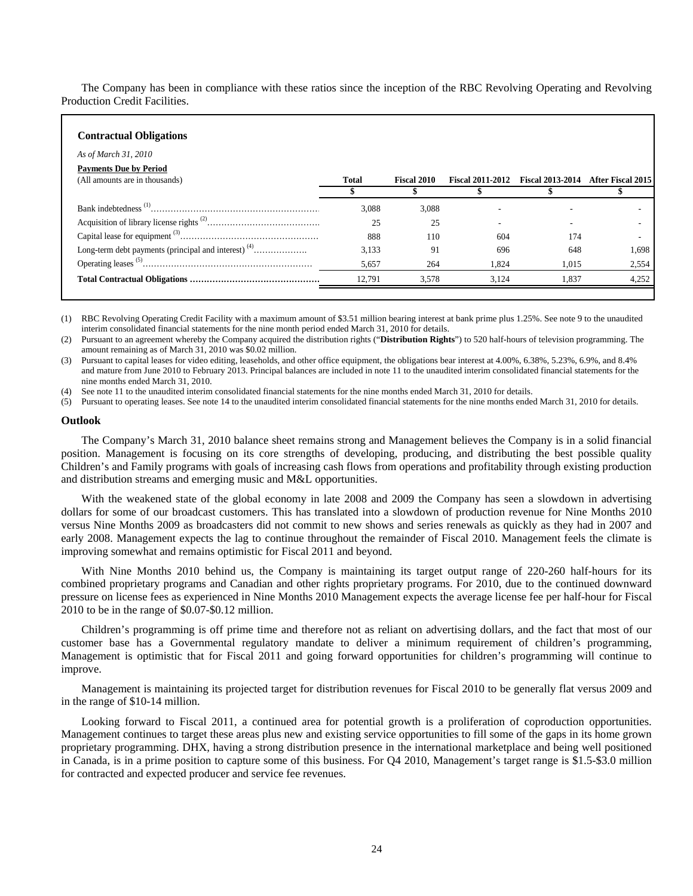The Company has been in compliance with these ratios since the inception of the RBC Revolving Operating and Revolving Production Credit Facilities.

**Contractual Obligations**

*As of March 31, 2010*

**Payments Due by Period**

| (All amounts are in thousands) | Total | Fiscal 2010 | Fiscal 2011-2012 | Fiscal 2013-2014 | After Fiscal 2015 |
|---|---|---|---|---|---|
| | $ | $ | $ | $ | $ |
| Bank indebtedness [(1)] | 3,088 | 3,088 | - | - | - |
| Acquisition of library license rights [(2)] | 25 | 25 | - | - | - |
| Capital lease for equipment [(3)] | 888 | 110 | 604 | 174 | - |
| Long-term debt payments (principal and interest) [(4)] | 3,133 | 91 | 696 | 648 | 1,698 |
| Operating leases [(5)] | 5,657 | 264 | 1,824 | 1,015 | 2,554 |
| **Total Contractual Obligations** | 12,791 | 3,578 | 3,124 | 1,837 | 4,252 |

(1) RBC Revolving Operating Credit Facility with a maximum amount of $3.51 million bearing interest at bank prime plus 1.25%. See note 9 to the unaudited interim consolidated financial statements for the nine month period ended March 31, 2010 for details.

(2) Pursuant to an agreement whereby the Company acquired the distribution rights ("**Distribution Rights**") to 520 half-hours of television programming. The amount remaining as of March 31, 2010 was $0.02 million.

(3) Pursuant to capital leases for video editing, leaseholds, and other office equipment, the obligations bear interest at 4.00%, 6.38%, 5.23%, 6.9%, and 8.4% and mature from June 2010 to February 2013. Principal balances are included in note 11 to the unaudited interim consolidated financial statements for the nine months ended March 31, 2010.

(4) See note 11 to the unaudited interim consolidated financial statements for the nine months ended March 31, 2010 for details.

(5) Pursuant to operating leases. See note 14 to the unaudited interim consolidated financial statements for the nine months ended March 31, 2010 for details.

**Outlook**

The Company's March 31, 2010 balance sheet remains strong and Management believes the Company is in a solid financial position. Management is focusing on its core strengths of developing, producing, and distributing the best possible quality Children's and Family programs with goals of increasing cash flows from operations and profitability through existing production and distribution streams and emerging music and M&L opportunities.

With the weakened state of the global economy in late 2008 and 2009 the Company has seen a slowdown in advertising dollars for some of our broadcast customers. This has translated into a slowdown of production revenue for Nine Months 2010 versus Nine Months 2009 as broadcasters did not commit to new shows and series renewals as quickly as they had in 2007 and early 2008. Management expects the lag to continue throughout the remainder of Fiscal 2010. Management feels the climate is improving somewhat and remains optimistic for Fiscal 2011 and beyond.

With Nine Months 2010 behind us, the Company is maintaining its target output range of 220-260 half-hours for its combined proprietary programs and Canadian and other rights proprietary programs. For 2010, due to the continued downward pressure on license fees as experienced in Nine Months 2010 Management expects the average license fee per half-hour for Fiscal 2010 to be in the range of $0.07-$0.12 million.

Children's programming is off prime time and therefore not as reliant on advertising dollars, and the fact that most of our customer base has a Governmental regulatory mandate to deliver a minimum requirement of children's programming, Management is optimistic that for Fiscal 2011 and going forward opportunities for children's programming will continue to improve.

Management is maintaining its projected target for distribution revenues for Fiscal 2010 to be generally flat versus 2009 and in the range of $10-14 million.

Looking forward to Fiscal 2011, a continued area for potential growth is a proliferation of coproduction opportunities. Management continues to target these areas plus new and existing service opportunities to fill some of the gaps in its home grown proprietary programming. DHX, having a strong distribution presence in the international marketplace and being well positioned in Canada, is in a prime position to capture some of this business. For Q4 2010, Management's target range is $1.5-$3.0 million for contracted and expected producer and service fee revenues.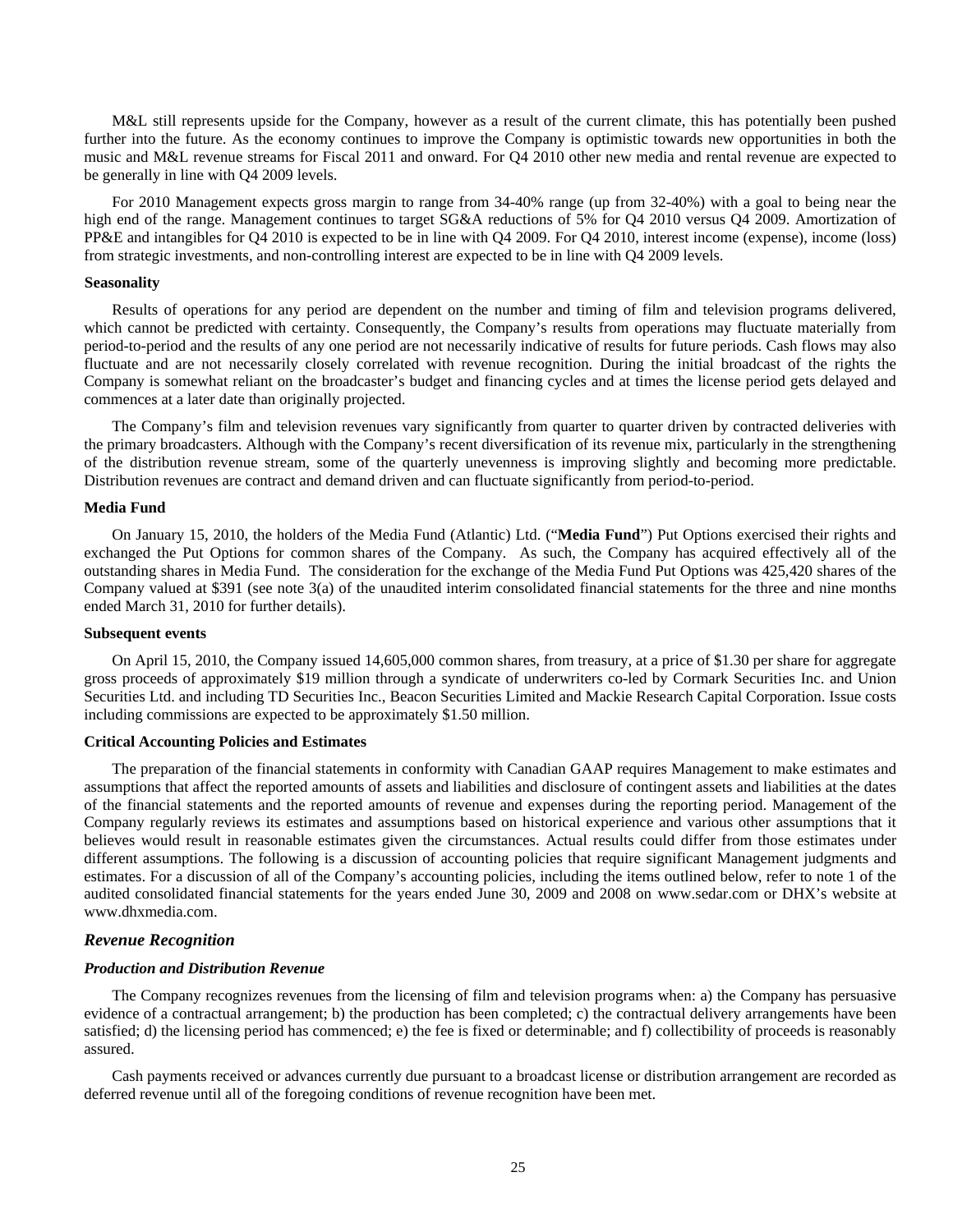M&L still represents upside for the Company, however as a result of the current climate, this has potentially been pushed further into the future. As the economy continues to improve the Company is optimistic towards new opportunities in both the music and M&L revenue streams for Fiscal 2011 and onward. For Q4 2010 other new media and rental revenue are expected to be generally in line with Q4 2009 levels.

For 2010 Management expects gross margin to range from 34-40% range (up from 32-40%) with a goal to being near the high end of the range. Management continues to target SG&A reductions of 5% for Q4 2010 versus Q4 2009. Amortization of PP&E and intangibles for Q4 2010 is expected to be in line with Q4 2009. For Q4 2010, interest income (expense), income (loss) from strategic investments, and non-controlling interest are expected to be in line with Q4 2009 levels.

**Seasonality**

Results of operations for any period are dependent on the number and timing of film and television programs delivered, which cannot be predicted with certainty. Consequently, the Company's results from operations may fluctuate materially from period-to-period and the results of any one period are not necessarily indicative of results for future periods. Cash flows may also fluctuate and are not necessarily closely correlated with revenue recognition. During the initial broadcast of the rights the Company is somewhat reliant on the broadcaster's budget and financing cycles and at times the license period gets delayed and commences at a later date than originally projected.

The Company's film and television revenues vary significantly from quarter to quarter driven by contracted deliveries with the primary broadcasters. Although with the Company's recent diversification of its revenue mix, particularly in the strengthening of the distribution revenue stream, some of the quarterly unevenness is improving slightly and becoming more predictable. Distribution revenues are contract and demand driven and can fluctuate significantly from period-to-period.

**Media Fund**

On January 15, 2010, the holders of the Media Fund (Atlantic) Ltd. ("**Media Fund**") Put Options exercised their rights and exchanged the Put Options for common shares of the Company. As such, the Company has acquired effectively all of the outstanding shares in Media Fund. The consideration for the exchange of the Media Fund Put Options was 425,420 shares of the Company valued at $391 (see note 3(a) of the unaudited interim consolidated financial statements for the three and nine months ended March 31, 2010 for further details).

**Subsequent events**

On April 15, 2010, the Company issued 14,605,000 common shares, from treasury, at a price of $1.30 per share for aggregate gross proceeds of approximately $19 million through a syndicate of underwriters co-led by Cormark Securities Inc. and Union Securities Ltd. and including TD Securities Inc., Beacon Securities Limited and Mackie Research Capital Corporation. Issue costs including commissions are expected to be approximately $1.50 million.

**Critical Accounting Policies and Estimates**

The preparation of the financial statements in conformity with Canadian GAAP requires Management to make estimates and assumptions that affect the reported amounts of assets and liabilities and disclosure of contingent assets and liabilities at the dates of the financial statements and the reported amounts of revenue and expenses during the reporting period. Management of the Company regularly reviews its estimates and assumptions based on historical experience and various other assumptions that it believes would result in reasonable estimates given the circumstances. Actual results could differ from those estimates under different assumptions. The following is a discussion of accounting policies that require significant Management judgments and estimates. For a discussion of all of the Company's accounting policies, including the items outlined below, refer to note 1 of the audited consolidated financial statements for the years ended June 30, 2009 and 2008 on www.sedar.com or DHX's website at www.dhxmedia.com.

### *Revenue Recognition*

#### *Production and Distribution Revenue*

The Company recognizes revenues from the licensing of film and television programs when: a) the Company has persuasive evidence of a contractual arrangement; b) the production has been completed; c) the contractual delivery arrangements have been satisfied; d) the licensing period has commenced; e) the fee is fixed or determinable; and f) collectibility of proceeds is reasonably assured.

Cash payments received or advances currently due pursuant to a broadcast license or distribution arrangement are recorded as deferred revenue until all of the foregoing conditions of revenue recognition have been met.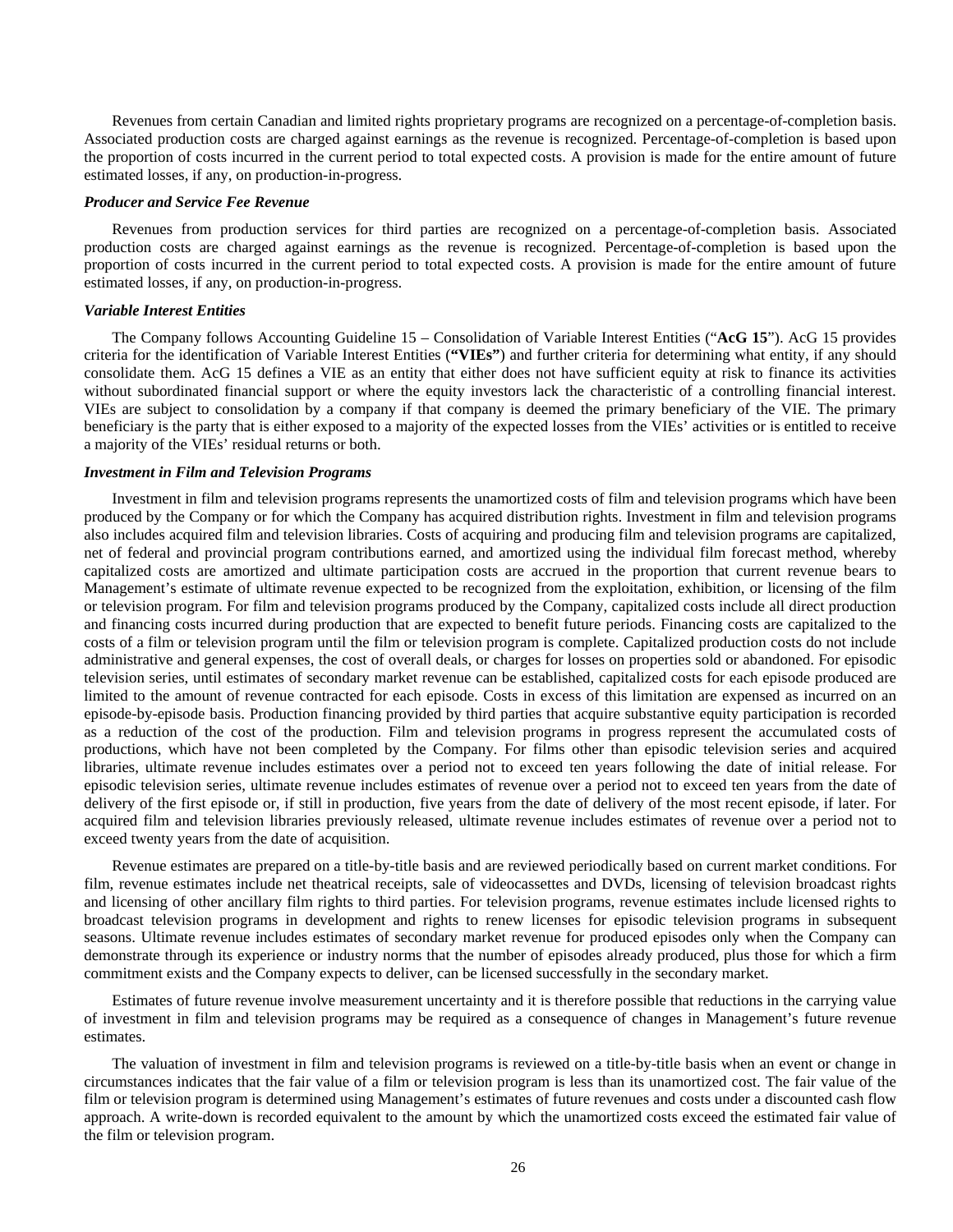Revenues from certain Canadian and limited rights proprietary programs are recognized on a percentage-of-completion basis. Associated production costs are charged against earnings as the revenue is recognized. Percentage-of-completion is based upon the proportion of costs incurred in the current period to total expected costs. A provision is made for the entire amount of future estimated losses, if any, on production-in-progress.

***Producer and Service Fee Revenue***

Revenues from production services for third parties are recognized on a percentage-of-completion basis. Associated production costs are charged against earnings as the revenue is recognized. Percentage-of-completion is based upon the proportion of costs incurred in the current period to total expected costs. A provision is made for the entire amount of future estimated losses, if any, on production-in-progress.

***Variable Interest Entities***

The Company follows Accounting Guideline 15 – Consolidation of Variable Interest Entities ("**AcG 15**"). AcG 15 provides criteria for the identification of Variable Interest Entities (**"VIEs"**) and further criteria for determining what entity, if any should consolidate them. AcG 15 defines a VIE as an entity that either does not have sufficient equity at risk to finance its activities without subordinated financial support or where the equity investors lack the characteristic of a controlling financial interest. VIEs are subject to consolidation by a company if that company is deemed the primary beneficiary of the VIE. The primary beneficiary is the party that is either exposed to a majority of the expected losses from the VIEs' activities or is entitled to receive a majority of the VIEs' residual returns or both.

***Investment in Film and Television Programs***

Investment in film and television programs represents the unamortized costs of film and television programs which have been produced by the Company or for which the Company has acquired distribution rights. Investment in film and television programs also includes acquired film and television libraries. Costs of acquiring and producing film and television programs are capitalized, net of federal and provincial program contributions earned, and amortized using the individual film forecast method, whereby capitalized costs are amortized and ultimate participation costs are accrued in the proportion that current revenue bears to Management's estimate of ultimate revenue expected to be recognized from the exploitation, exhibition, or licensing of the film or television program. For film and television programs produced by the Company, capitalized costs include all direct production and financing costs incurred during production that are expected to benefit future periods. Financing costs are capitalized to the costs of a film or television program until the film or television program is complete. Capitalized production costs do not include administrative and general expenses, the cost of overall deals, or charges for losses on properties sold or abandoned. For episodic television series, until estimates of secondary market revenue can be established, capitalized costs for each episode produced are limited to the amount of revenue contracted for each episode. Costs in excess of this limitation are expensed as incurred on an episode-by-episode basis. Production financing provided by third parties that acquire substantive equity participation is recorded as a reduction of the cost of the production. Film and television programs in progress represent the accumulated costs of productions, which have not been completed by the Company. For films other than episodic television series and acquired libraries, ultimate revenue includes estimates over a period not to exceed ten years following the date of initial release. For episodic television series, ultimate revenue includes estimates of revenue over a period not to exceed ten years from the date of delivery of the first episode or, if still in production, five years from the date of delivery of the most recent episode, if later. For acquired film and television libraries previously released, ultimate revenue includes estimates of revenue over a period not to exceed twenty years from the date of acquisition.

Revenue estimates are prepared on a title-by-title basis and are reviewed periodically based on current market conditions. For film, revenue estimates include net theatrical receipts, sale of videocassettes and DVDs, licensing of television broadcast rights and licensing of other ancillary film rights to third parties. For television programs, revenue estimates include licensed rights to broadcast television programs in development and rights to renew licenses for episodic television programs in subsequent seasons. Ultimate revenue includes estimates of secondary market revenue for produced episodes only when the Company can demonstrate through its experience or industry norms that the number of episodes already produced, plus those for which a firm commitment exists and the Company expects to deliver, can be licensed successfully in the secondary market.

Estimates of future revenue involve measurement uncertainty and it is therefore possible that reductions in the carrying value of investment in film and television programs may be required as a consequence of changes in Management's future revenue estimates.

The valuation of investment in film and television programs is reviewed on a title-by-title basis when an event or change in circumstances indicates that the fair value of a film or television program is less than its unamortized cost. The fair value of the film or television program is determined using Management's estimates of future revenues and costs under a discounted cash flow approach. A write-down is recorded equivalent to the amount by which the unamortized costs exceed the estimated fair value of the film or television program.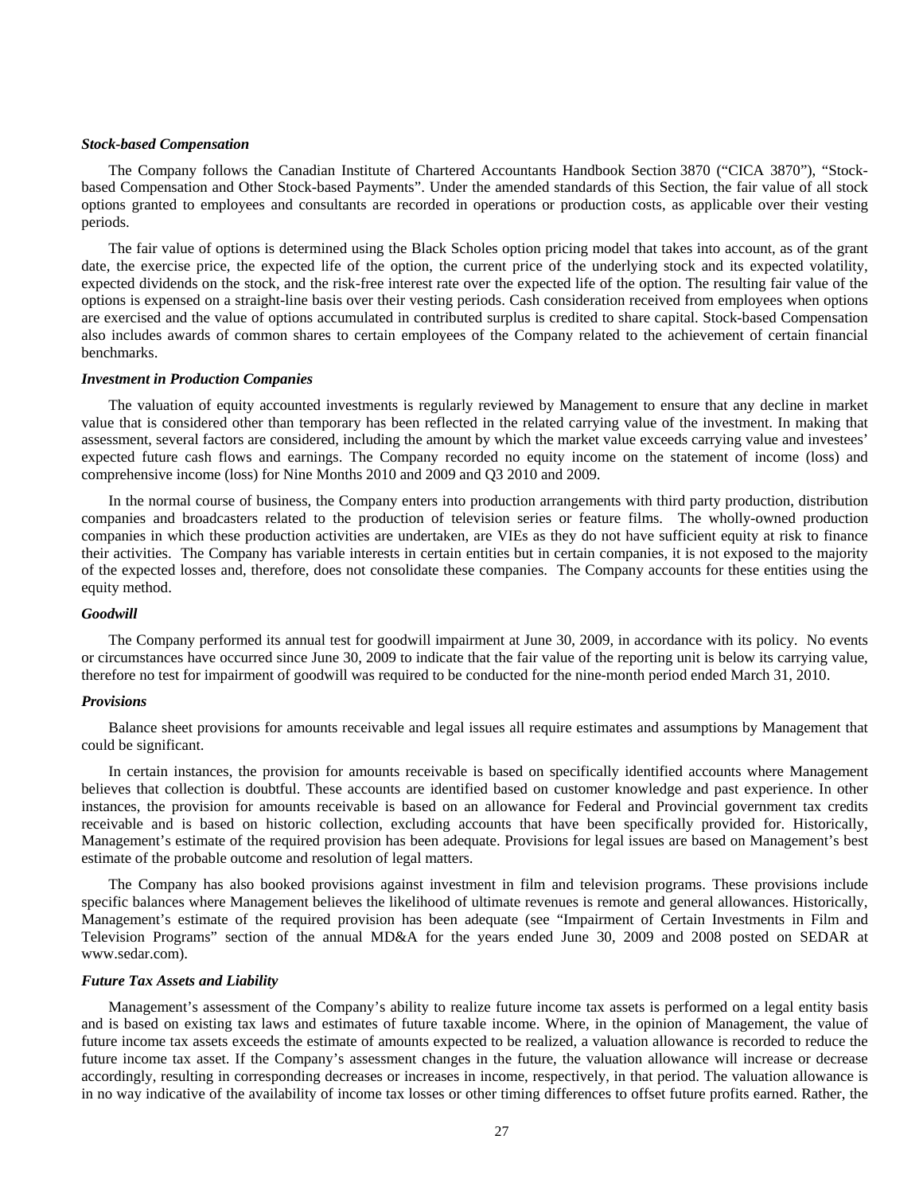***Stock-based Compensation***

The Company follows the Canadian Institute of Chartered Accountants Handbook Section 3870 ("CICA 3870"), "Stock-based Compensation and Other Stock-based Payments". Under the amended standards of this Section, the fair value of all stock options granted to employees and consultants are recorded in operations or production costs, as applicable over their vesting periods.

The fair value of options is determined using the Black Scholes option pricing model that takes into account, as of the grant date, the exercise price, the expected life of the option, the current price of the underlying stock and its expected volatility, expected dividends on the stock, and the risk-free interest rate over the expected life of the option. The resulting fair value of the options is expensed on a straight-line basis over their vesting periods. Cash consideration received from employees when options are exercised and the value of options accumulated in contributed surplus is credited to share capital. Stock-based Compensation also includes awards of common shares to certain employees of the Company related to the achievement of certain financial benchmarks.

***Investment in Production Companies***

The valuation of equity accounted investments is regularly reviewed by Management to ensure that any decline in market value that is considered other than temporary has been reflected in the related carrying value of the investment. In making that assessment, several factors are considered, including the amount by which the market value exceeds carrying value and investees' expected future cash flows and earnings. The Company recorded no equity income on the statement of income (loss) and comprehensive income (loss) for Nine Months 2010 and 2009 and Q3 2010 and 2009.

In the normal course of business, the Company enters into production arrangements with third party production, distribution companies and broadcasters related to the production of television series or feature films. The wholly-owned production companies in which these production activities are undertaken, are VIEs as they do not have sufficient equity at risk to finance their activities. The Company has variable interests in certain entities but in certain companies, it is not exposed to the majority of the expected losses and, therefore, does not consolidate these companies. The Company accounts for these entities using the equity method.

***Goodwill***

The Company performed its annual test for goodwill impairment at June 30, 2009, in accordance with its policy. No events or circumstances have occurred since June 30, 2009 to indicate that the fair value of the reporting unit is below its carrying value, therefore no test for impairment of goodwill was required to be conducted for the nine-month period ended March 31, 2010.

***Provisions***

Balance sheet provisions for amounts receivable and legal issues all require estimates and assumptions by Management that could be significant.

In certain instances, the provision for amounts receivable is based on specifically identified accounts where Management believes that collection is doubtful. These accounts are identified based on customer knowledge and past experience. In other instances, the provision for amounts receivable is based on an allowance for Federal and Provincial government tax credits receivable and is based on historic collection, excluding accounts that have been specifically provided for. Historically, Management's estimate of the required provision has been adequate. Provisions for legal issues are based on Management's best estimate of the probable outcome and resolution of legal matters.

The Company has also booked provisions against investment in film and television programs. These provisions include specific balances where Management believes the likelihood of ultimate revenues is remote and general allowances. Historically, Management's estimate of the required provision has been adequate (see "Impairment of Certain Investments in Film and Television Programs" section of the annual MD&A for the years ended June 30, 2009 and 2008 posted on SEDAR at www.sedar.com).

***Future Tax Assets and Liability***

Management's assessment of the Company's ability to realize future income tax assets is performed on a legal entity basis and is based on existing tax laws and estimates of future taxable income. Where, in the opinion of Management, the value of future income tax assets exceeds the estimate of amounts expected to be realized, a valuation allowance is recorded to reduce the future income tax asset. If the Company's assessment changes in the future, the valuation allowance will increase or decrease accordingly, resulting in corresponding decreases or increases in income, respectively, in that period. The valuation allowance is in no way indicative of the availability of income tax losses or other timing differences to offset future profits earned. Rather, the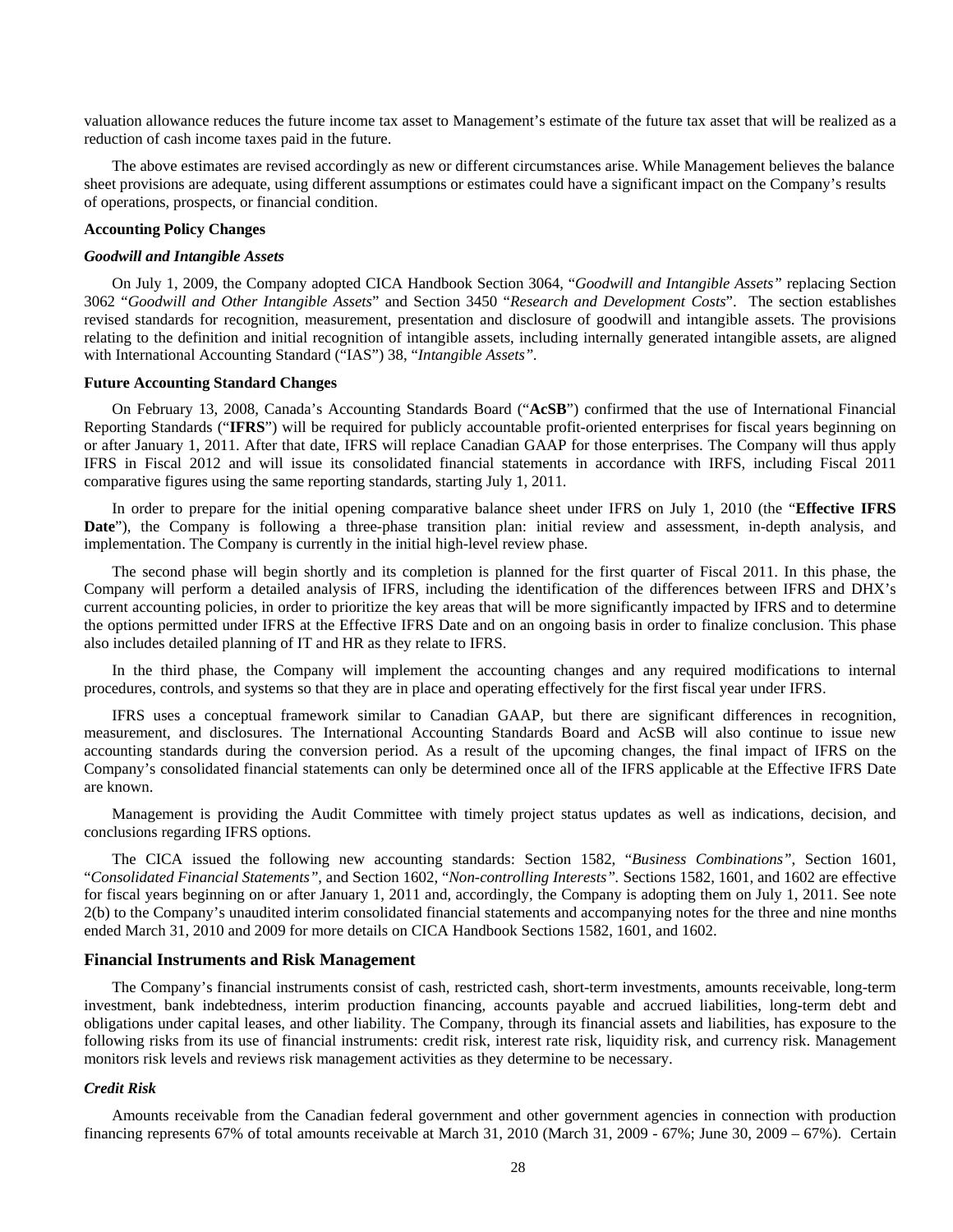valuation allowance reduces the future income tax asset to Management's estimate of the future tax asset that will be realized as a reduction of cash income taxes paid in the future.

The above estimates are revised accordingly as new or different circumstances arise. While Management believes the balance sheet provisions are adequate, using different assumptions or estimates could have a significant impact on the Company's results of operations, prospects, or financial condition.

**Accounting Policy Changes**

***Goodwill and Intangible Assets***

On July 1, 2009, the Company adopted CICA Handbook Section 3064, "*Goodwill and Intangible Assets*" replacing Section 3062 "*Goodwill and Other Intangible Assets*" and Section 3450 "*Research and Development Costs*". The section establishes revised standards for recognition, measurement, presentation and disclosure of goodwill and intangible assets. The provisions relating to the definition and initial recognition of intangible assets, including internally generated intangible assets, are aligned with International Accounting Standard ("IAS") 38, "*Intangible Assets*".

**Future Accounting Standard Changes**

On February 13, 2008, Canada's Accounting Standards Board ("**AcSB**") confirmed that the use of International Financial Reporting Standards ("**IFRS**") will be required for publicly accountable profit-oriented enterprises for fiscal years beginning on or after January 1, 2011. After that date, IFRS will replace Canadian GAAP for those enterprises. The Company will thus apply IFRS in Fiscal 2012 and will issue its consolidated financial statements in accordance with IRFS, including Fiscal 2011 comparative figures using the same reporting standards, starting July 1, 2011.

In order to prepare for the initial opening comparative balance sheet under IFRS on July 1, 2010 (the "**Effective IFRS Date**"), the Company is following a three-phase transition plan: initial review and assessment, in-depth analysis, and implementation. The Company is currently in the initial high-level review phase.

The second phase will begin shortly and its completion is planned for the first quarter of Fiscal 2011. In this phase, the Company will perform a detailed analysis of IFRS, including the identification of the differences between IFRS and DHX's current accounting policies, in order to prioritize the key areas that will be more significantly impacted by IFRS and to determine the options permitted under IFRS at the Effective IFRS Date and on an ongoing basis in order to finalize conclusion. This phase also includes detailed planning of IT and HR as they relate to IFRS.

In the third phase, the Company will implement the accounting changes and any required modifications to internal procedures, controls, and systems so that they are in place and operating effectively for the first fiscal year under IFRS.

IFRS uses a conceptual framework similar to Canadian GAAP, but there are significant differences in recognition, measurement, and disclosures. The International Accounting Standards Board and AcSB will also continue to issue new accounting standards during the conversion period. As a result of the upcoming changes, the final impact of IFRS on the Company's consolidated financial statements can only be determined once all of the IFRS applicable at the Effective IFRS Date are known.

Management is providing the Audit Committee with timely project status updates as well as indications, decision, and conclusions regarding IFRS options.

The CICA issued the following new accounting standards: Section 1582, "*Business Combinations*", Section 1601, "*Consolidated Financial Statements*", and Section 1602, "*Non-controlling Interests*". Sections 1582, 1601, and 1602 are effective for fiscal years beginning on or after January 1, 2011 and, accordingly, the Company is adopting them on July 1, 2011. See note 2(b) to the Company's unaudited interim consolidated financial statements and accompanying notes for the three and nine months ended March 31, 2010 and 2009 for more details on CICA Handbook Sections 1582, 1601, and 1602.

## Financial Instruments and Risk Management

The Company's financial instruments consist of cash, restricted cash, short-term investments, amounts receivable, long-term investment, bank indebtedness, interim production financing, accounts payable and accrued liabilities, long-term debt and obligations under capital leases, and other liability. The Company, through its financial assets and liabilities, has exposure to the following risks from its use of financial instruments: credit risk, interest rate risk, liquidity risk, and currency risk. Management monitors risk levels and reviews risk management activities as they determine to be necessary.

***Credit Risk***

Amounts receivable from the Canadian federal government and other government agencies in connection with production financing represents 67% of total amounts receivable at March 31, 2010 (March 31, 2009 - 67%; June 30, 2009 – 67%). Certain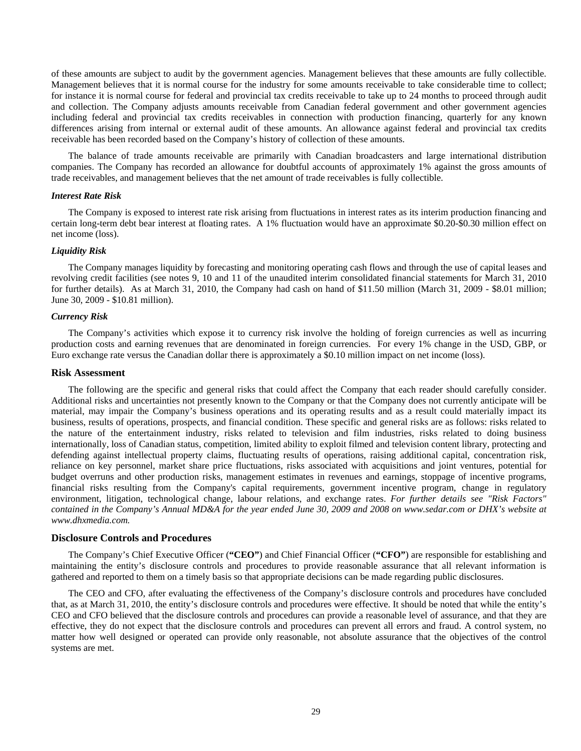of these amounts are subject to audit by the government agencies. Management believes that these amounts are fully collectible. Management believes that it is normal course for the industry for some amounts receivable to take considerable time to collect; for instance it is normal course for federal and provincial tax credits receivable to take up to 24 months to proceed through audit and collection. The Company adjusts amounts receivable from Canadian federal government and other government agencies including federal and provincial tax credits receivables in connection with production financing, quarterly for any known differences arising from internal or external audit of these amounts. An allowance against federal and provincial tax credits receivable has been recorded based on the Company's history of collection of these amounts.

The balance of trade amounts receivable are primarily with Canadian broadcasters and large international distribution companies. The Company has recorded an allowance for doubtful accounts of approximately 1% against the gross amounts of trade receivables, and management believes that the net amount of trade receivables is fully collectible.

### *Interest Rate Risk*

The Company is exposed to interest rate risk arising from fluctuations in interest rates as its interim production financing and certain long-term debt bear interest at floating rates. A 1% fluctuation would have an approximate $0.20-$0.30 million effect on net income (loss).

### *Liquidity Risk*

The Company manages liquidity by forecasting and monitoring operating cash flows and through the use of capital leases and revolving credit facilities (see notes 9, 10 and 11 of the unaudited interim consolidated financial statements for March 31, 2010 for further details). As at March 31, 2010, the Company had cash on hand of $11.50 million (March 31, 2009 - $8.01 million; June 30, 2009 - $10.81 million).

### *Currency Risk*

The Company's activities which expose it to currency risk involve the holding of foreign currencies as well as incurring production costs and earning revenues that are denominated in foreign currencies. For every 1% change in the USD, GBP, or Euro exchange rate versus the Canadian dollar there is approximately a $0.10 million impact on net income (loss).

## Risk Assessment

The following are the specific and general risks that could affect the Company that each reader should carefully consider. Additional risks and uncertainties not presently known to the Company or that the Company does not currently anticipate will be material, may impair the Company's business operations and its operating results and as a result could materially impact its business, results of operations, prospects, and financial condition. These specific and general risks are as follows: risks related to the nature of the entertainment industry, risks related to television and film industries, risks related to doing business internationally, loss of Canadian status, competition, limited ability to exploit filmed and television content library, protecting and defending against intellectual property claims, fluctuating results of operations, raising additional capital, concentration risk, reliance on key personnel, market share price fluctuations, risks associated with acquisitions and joint ventures, potential for budget overruns and other production risks, management estimates in revenues and earnings, stoppage of incentive programs, financial risks resulting from the Company's capital requirements, government incentive program, change in regulatory environment, litigation, technological change, labour relations, and exchange rates. *For further details see "Risk Factors" contained in the Company's Annual MD&A for the year ended June 30, 2009 and 2008 on www.sedar.com or DHX's website at www.dhxmedia.com.*

## Disclosure Controls and Procedures

The Company's Chief Executive Officer (**"CEO"**) and Chief Financial Officer (**"CFO"**) are responsible for establishing and maintaining the entity's disclosure controls and procedures to provide reasonable assurance that all relevant information is gathered and reported to them on a timely basis so that appropriate decisions can be made regarding public disclosures.

The CEO and CFO, after evaluating the effectiveness of the Company's disclosure controls and procedures have concluded that, as at March 31, 2010, the entity's disclosure controls and procedures were effective. It should be noted that while the entity's CEO and CFO believed that the disclosure controls and procedures can provide a reasonable level of assurance, and that they are effective, they do not expect that the disclosure controls and procedures can prevent all errors and fraud. A control system, no matter how well designed or operated can provide only reasonable, not absolute assurance that the objectives of the control systems are met.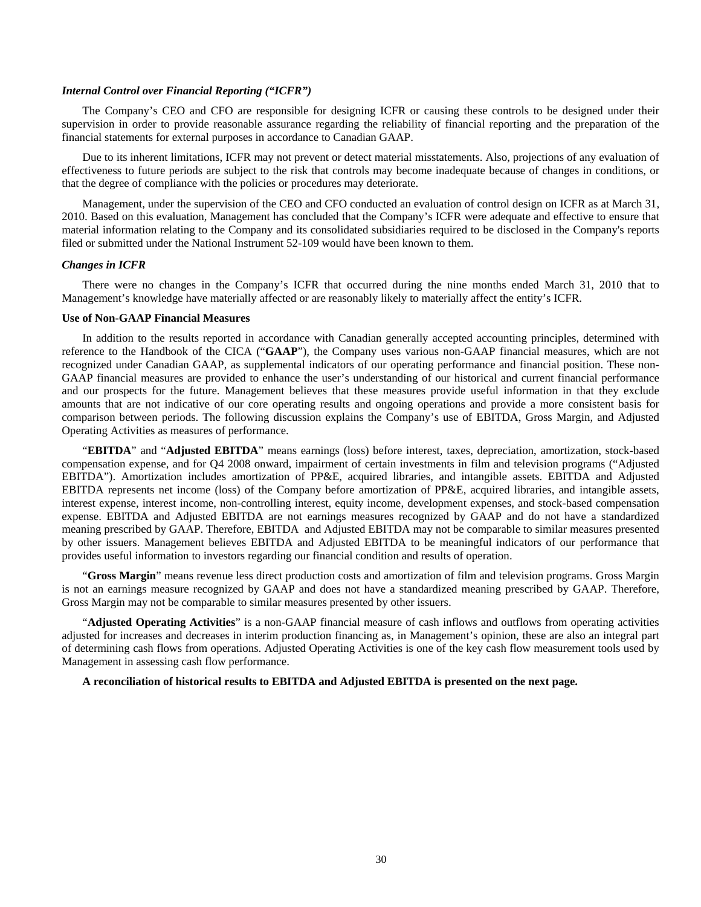### *Internal Control over Financial Reporting ("ICFR")*

The Company's CEO and CFO are responsible for designing ICFR or causing these controls to be designed under their supervision in order to provide reasonable assurance regarding the reliability of financial reporting and the preparation of the financial statements for external purposes in accordance to Canadian GAAP.

Due to its inherent limitations, ICFR may not prevent or detect material misstatements. Also, projections of any evaluation of effectiveness to future periods are subject to the risk that controls may become inadequate because of changes in conditions, or that the degree of compliance with the policies or procedures may deteriorate.

Management, under the supervision of the CEO and CFO conducted an evaluation of control design on ICFR as at March 31, 2010. Based on this evaluation, Management has concluded that the Company's ICFR were adequate and effective to ensure that material information relating to the Company and its consolidated subsidiaries required to be disclosed in the Company's reports filed or submitted under the National Instrument 52-109 would have been known to them.

### *Changes in ICFR*

There were no changes in the Company's ICFR that occurred during the nine months ended March 31, 2010 that to Management's knowledge have materially affected or are reasonably likely to materially affect the entity's ICFR.

### Use of Non-GAAP Financial Measures

In addition to the results reported in accordance with Canadian generally accepted accounting principles, determined with reference to the Handbook of the CICA ("**GAAP**"), the Company uses various non-GAAP financial measures, which are not recognized under Canadian GAAP, as supplemental indicators of our operating performance and financial position. These non-GAAP financial measures are provided to enhance the user's understanding of our historical and current financial performance and our prospects for the future. Management believes that these measures provide useful information in that they exclude amounts that are not indicative of our core operating results and ongoing operations and provide a more consistent basis for comparison between periods. The following discussion explains the Company's use of EBITDA, Gross Margin, and Adjusted Operating Activities as measures of performance.

"**EBITDA**" and "**Adjusted EBITDA**" means earnings (loss) before interest, taxes, depreciation, amortization, stock-based compensation expense, and for Q4 2008 onward, impairment of certain investments in film and television programs ("Adjusted EBITDA"). Amortization includes amortization of PP&E, acquired libraries, and intangible assets. EBITDA and Adjusted EBITDA represents net income (loss) of the Company before amortization of PP&E, acquired libraries, and intangible assets, interest expense, interest income, non-controlling interest, equity income, development expenses, and stock-based compensation expense. EBITDA and Adjusted EBITDA are not earnings measures recognized by GAAP and do not have a standardized meaning prescribed by GAAP. Therefore, EBITDA and Adjusted EBITDA may not be comparable to similar measures presented by other issuers. Management believes EBITDA and Adjusted EBITDA to be meaningful indicators of our performance that provides useful information to investors regarding our financial condition and results of operation.

"**Gross Margin**" means revenue less direct production costs and amortization of film and television programs. Gross Margin is not an earnings measure recognized by GAAP and does not have a standardized meaning prescribed by GAAP. Therefore, Gross Margin may not be comparable to similar measures presented by other issuers.

"**Adjusted Operating Activities**" is a non-GAAP financial measure of cash inflows and outflows from operating activities adjusted for increases and decreases in interim production financing as, in Management's opinion, these are also an integral part of determining cash flows from operations. Adjusted Operating Activities is one of the key cash flow measurement tools used by Management in assessing cash flow performance.

**A reconciliation of historical results to EBITDA and Adjusted EBITDA is presented on the next page.**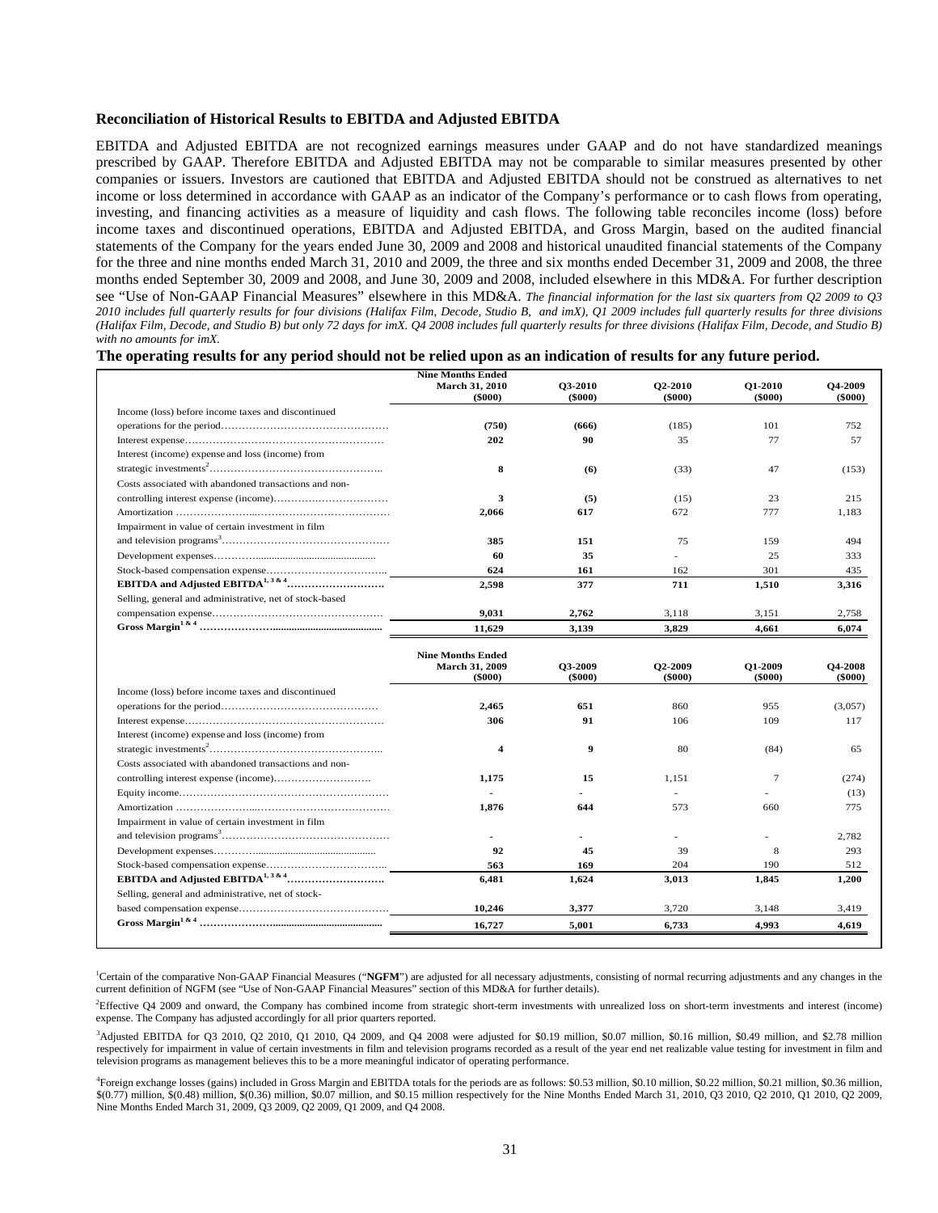**Reconciliation of Historical Results to EBITDA and Adjusted EBITDA**

EBITDA and Adjusted EBITDA are not recognized earnings measures under GAAP and do not have standardized meanings prescribed by GAAP. Therefore EBITDA and Adjusted EBITDA may not be comparable to similar measures presented by other companies or issuers. Investors are cautioned that EBITDA and Adjusted EBITDA should not be construed as alternatives to net income or loss determined in accordance with GAAP as an indicator of the Company's performance or to cash flows from operating, investing, and financing activities as a measure of liquidity and cash flows. The following table reconciles income (loss) before income taxes and discontinued operations, EBITDA and Adjusted EBITDA, and Gross Margin, based on the audited financial statements of the Company for the years ended June 30, 2009 and 2008 and historical unaudited financial statements of the Company for the three and nine months ended March 31, 2010 and 2009, the three and six months ended December 31, 2009 and 2008, the three months ended September 30, 2009 and 2008, and June 30, 2009 and 2008, included elsewhere in this MD&A. For further description see "Use of Non-GAAP Financial Measures" elsewhere in this MD&A. *The financial information for the last six quarters from Q2 2009 to Q3 2010 includes full quarterly results for four divisions (Halifax Film, Decode, Studio B, and imX), Q1 2009 includes full quarterly results for three divisions (Halifax Film, Decode, and Studio B) but only 72 days for imX. Q4 2008 includes full quarterly results for three divisions (Halifax Film, Decode, and Studio B) with no amounts for imX.*

**The operating results for any period should not be relied upon as an indication of results for any future period.**

| | Nine Months Ended March 31, 2010 ($000) | Q3-2010 ($000) | Q2-2010 ($000) | Q1-2010 ($000) | Q4-2009 ($000) |
|---|---|---|---|---|---|
| Income (loss) before income taxes and discontinued operations for the period | **(750)** | **(666)** | (185) | 101 | 752 |
| Interest expense | **202** | **90** | 35 | 77 | 57 |
| Interest (income) expense and loss (income) from strategic investments[2] | **8** | **(6)** | (33) | 47 | (153) |
| Costs associated with abandoned transactions and non-controlling interest expense (income) | **3** | **(5)** | (15) | 23 | 215 |
| Amortization | **2,066** | **617** | 672 | 777 | 1,183 |
| Impairment in value of certain investment in film and television programs[3] | **385** | **151** | 75 | 159 | 494 |
| Development expenses | **60** | **35** | - | 25 | 333 |
| Stock-based compensation expense | **624** | **161** | 162 | 301 | 435 |
| **EBITDA and Adjusted EBITDA[1, 3 & 4]** | **2,598** | **377** | **711** | **1,510** | **3,316** |
| Selling, general and administrative, net of stock-based compensation expense | **9,031** | **2,762** | 3,118 | 3,151 | 2,758 |
| **Gross Margin[1 & 4]** | **11,629** | **3,139** | **3,829** | **4,661** | **6,074** |

| | Nine Months Ended March 31, 2009 ($000) | Q3-2009 ($000) | Q2-2009 ($000) | Q1-2009 ($000) | Q4-2008 ($000) |
|---|---|---|---|---|---|
| Income (loss) before income taxes and discontinued operations for the period | **2,465** | **651** | 860 | 955 | (3,057) |
| Interest expense | **306** | **91** | 106 | 109 | 117 |
| Interest (income) expense and loss (income) from strategic investments[2] | **4** | **9** | 80 | (84) | 65 |
| Costs associated with abandoned transactions and non-controlling interest expense (income) | **1,175** | **15** | 1,151 | 7 | (274) |
| Equity income | **-** | **-** | - | - | (13) |
| Amortization | **1,876** | **644** | 573 | 660 | 775 |
| Impairment in value of certain investment in film and television programs[3] | **-** | **-** | - | - | 2,782 |
| Development expenses | **92** | **45** | 39 | 8 | 293 |
| Stock-based compensation expense | **563** | **169** | 204 | 190 | 512 |
| **EBITDA and Adjusted EBITDA[1, 3 & 4]** | **6,481** | **1,624** | **3,013** | **1,845** | **1,200** |
| Selling, general and administrative, net of stock-based compensation expense | **10,246** | **3,377** | 3,720 | 3,148 | 3,419 |
| **Gross Margin[1 & 4]** | **16,727** | **5,001** | **6,733** | **4,993** | **4,619** |

[1]Certain of the comparative Non-GAAP Financial Measures ("**NGFM**") are adjusted for all necessary adjustments, consisting of normal recurring adjustments and any changes in the current definition of NGFM (see "Use of Non-GAAP Financial Measures" section of this MD&A for further details).

[2]Effective Q4 2009 and onward, the Company has combined income from strategic short-term investments with unrealized loss on short-term investments and interest (income) expense. The Company has adjusted accordingly for all prior quarters reported.

[3]Adjusted EBITDA for Q3 2010, Q2 2010, Q1 2010, Q4 2009, and Q4 2008 were adjusted for $0.19 million, $0.07 million, $0.16 million, $0.49 million, and $2.78 million respectively for impairment in value of certain investments in film and television programs recorded as a result of the year end net realizable value testing for investment in film and television programs as management believes this to be a more meaningful indicator of operating performance.

[4]Foreign exchange losses (gains) included in Gross Margin and EBITDA totals for the periods are as follows: $0.53 million, $0.10 million, $0.22 million, $0.21 million, $0.36 million, $(0.77) million, $(0.48) million, $(0.36) million, $0.07 million, and $0.15 million respectively for the Nine Months Ended March 31, 2010, Q3 2010, Q2 2010, Q1 2010, Q2 2009, Nine Months Ended March 31, 2009, Q3 2009, Q2 2009, Q1 2009, and Q4 2008.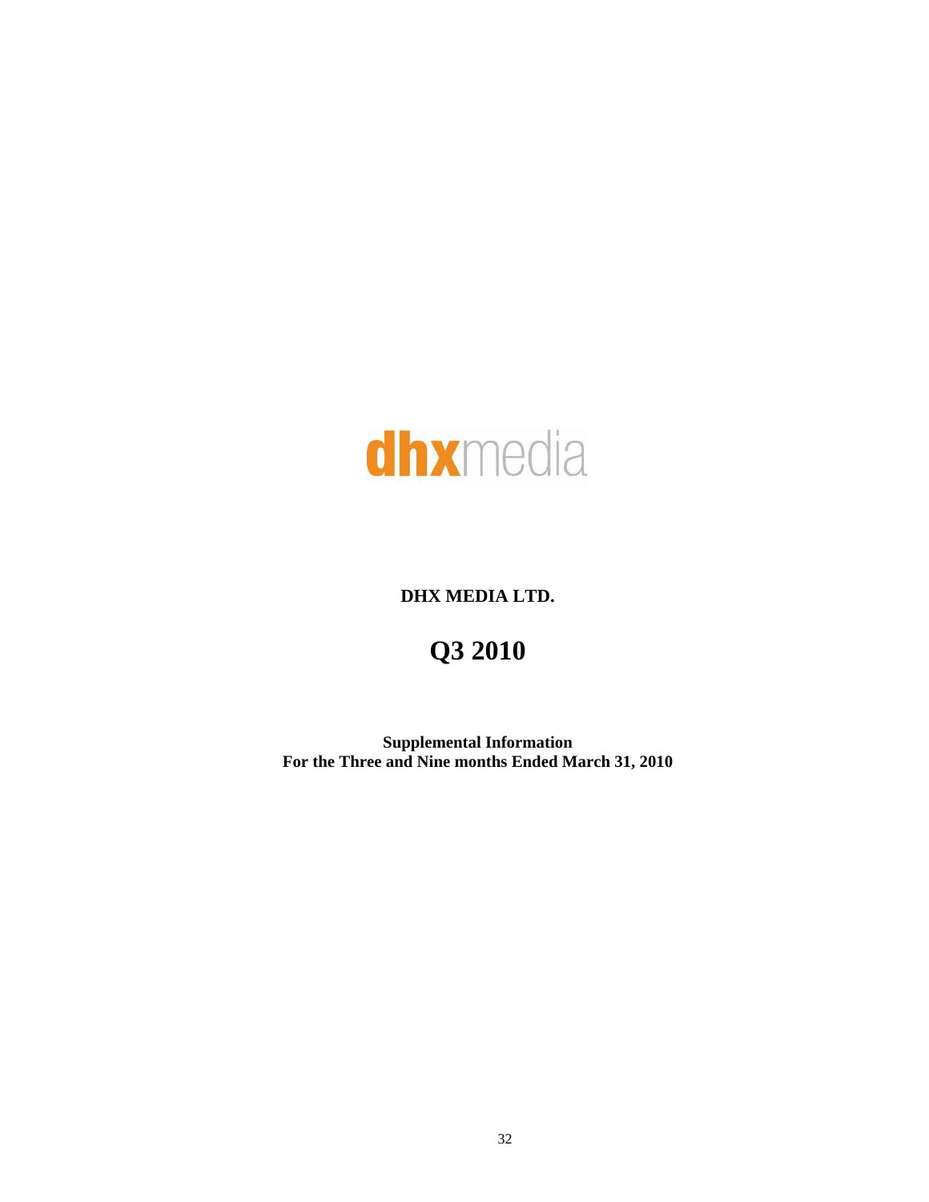**dhx**media

**DHX MEDIA LTD.**

# Q3 2010

**Supplemental Information**
**For the Three and Nine months Ended March 31, 2010**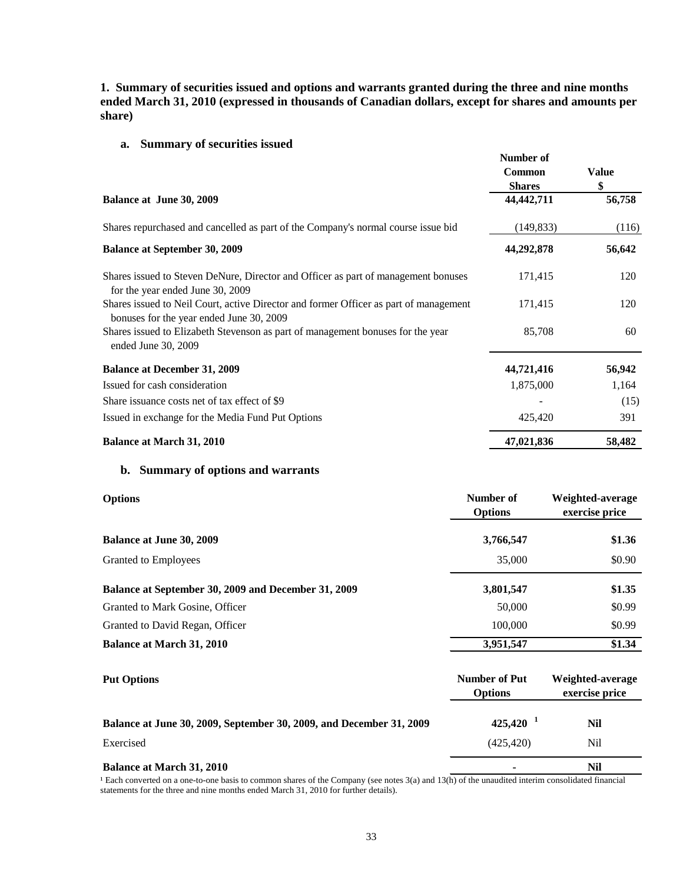**1. Summary of securities issued and options and warrants granted during the three and nine months ended March 31, 2010 (expressed in thousands of Canadian dollars, except for shares and amounts per share)**

**a. Summary of securities issued**

| | Number of Common Shares | Value $ |
|---|---|---|
| **Balance at June 30, 2009** | **44,442,711** | **56,758** |
| Shares repurchased and cancelled as part of the Company's normal course issue bid | (149,833) | (116) |
| **Balance at September 30, 2009** | **44,292,878** | **56,642** |
| Shares issued to Steven DeNure, Director and Officer as part of management bonuses for the year ended June 30, 2009 | 171,415 | 120 |
| Shares issued to Neil Court, active Director and former Officer as part of management bonuses for the year ended June 30, 2009 | 171,415 | 120 |
| Shares issued to Elizabeth Stevenson as part of management bonuses for the year ended June 30, 2009 | 85,708 | 60 |
| **Balance at December 31, 2009** | **44,721,416** | **56,942** |
| Issued for cash consideration | 1,875,000 | 1,164 |
| Share issuance costs net of tax effect of $9 | - | (15) |
| Issued in exchange for the Media Fund Put Options | 425,420 | 391 |
| **Balance at March 31, 2010** | **47,021,836** | **58,482** |

**b. Summary of options and warrants**

| **Options** | Number of Options | Weighted-average exercise price |
|---|---|---|
| **Balance at June 30, 2009** | **3,766,547** | **$1.36** |
| Granted to Employees | 35,000 | $0.90 |
| **Balance at September 30, 2009 and December 31, 2009** | **3,801,547** | **$1.35** |
| Granted to Mark Gosine, Officer | 50,000 | $0.99 |
| Granted to David Regan, Officer | 100,000 | $0.99 |
| **Balance at March 31, 2010** | **3,951,547** | **$1.34** |

| **Put Options** | Number of Put Options | Weighted-average exercise price |
|---|---|---|
| **Balance at June 30, 2009, September 30, 2009, and December 31, 2009** | **425,420** [1] | **Nil** |
| Exercised | (425,420) | Nil |
| **Balance at March 31, 2010** | **-** | **Nil** |

[1] Each converted on a one-to-one basis to common shares of the Company (see notes 3(a) and 13(h) of the unaudited interim consolidated financial statements for the three and nine months ended March 31, 2010 for further details).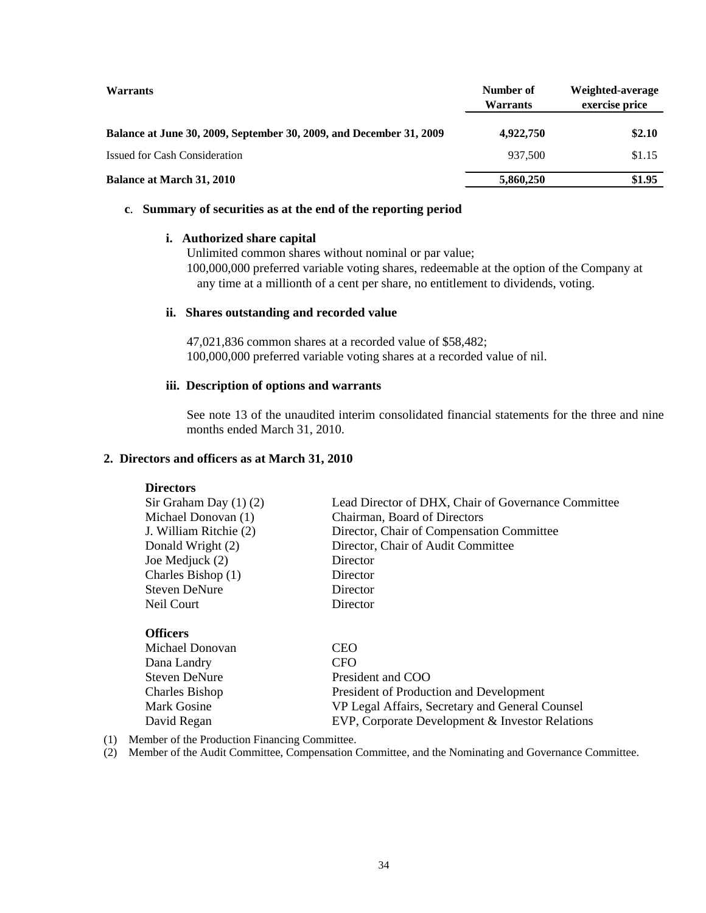| Warrants | Number of Warrants | Weighted-average exercise price |
|---|---|---|
| **Balance at June 30, 2009, September 30, 2009, and December 31, 2009** | **4,922,750** | **$2.10** |
| Issued for Cash Consideration | 937,500 | $1.15 |
| **Balance at March 31, 2010** | **5,860,250** | **$1.95** |

### c. Summary of securities as at the end of the reporting period

#### i. Authorized share capital

Unlimited common shares without nominal or par value;
100,000,000 preferred variable voting shares, redeemable at the option of the Company at any time at a millionth of a cent per share, no entitlement to dividends, voting.

#### ii. Shares outstanding and recorded value

47,021,836 common shares at a recorded value of $58,482;
100,000,000 preferred variable voting shares at a recorded value of nil.

#### iii. Description of options and warrants

See note 13 of the unaudited interim consolidated financial statements for the three and nine months ended March 31, 2010.

## 2. Directors and officers as at March 31, 2010

**Directors**

| | |
|---|---|
| Sir Graham Day (1) (2) | Lead Director of DHX, Chair of Governance Committee |
| Michael Donovan (1) | Chairman, Board of Directors |
| J. William Ritchie (2) | Director, Chair of Compensation Committee |
| Donald Wright (2) | Director, Chair of Audit Committee |
| Joe Medjuck (2) | Director |
| Charles Bishop (1) | Director |
| Steven DeNure | Director |
| Neil Court | Director |

**Officers**

| | |
|---|---|
| Michael Donovan | CEO |
| Dana Landry | CFO |
| Steven DeNure | President and COO |
| Charles Bishop | President of Production and Development |
| Mark Gosine | VP Legal Affairs, Secretary and General Counsel |
| David Regan | EVP, Corporate Development & Investor Relations |

(1) Member of the Production Financing Committee.
(2) Member of the Audit Committee, Compensation Committee, and the Nominating and Governance Committee.